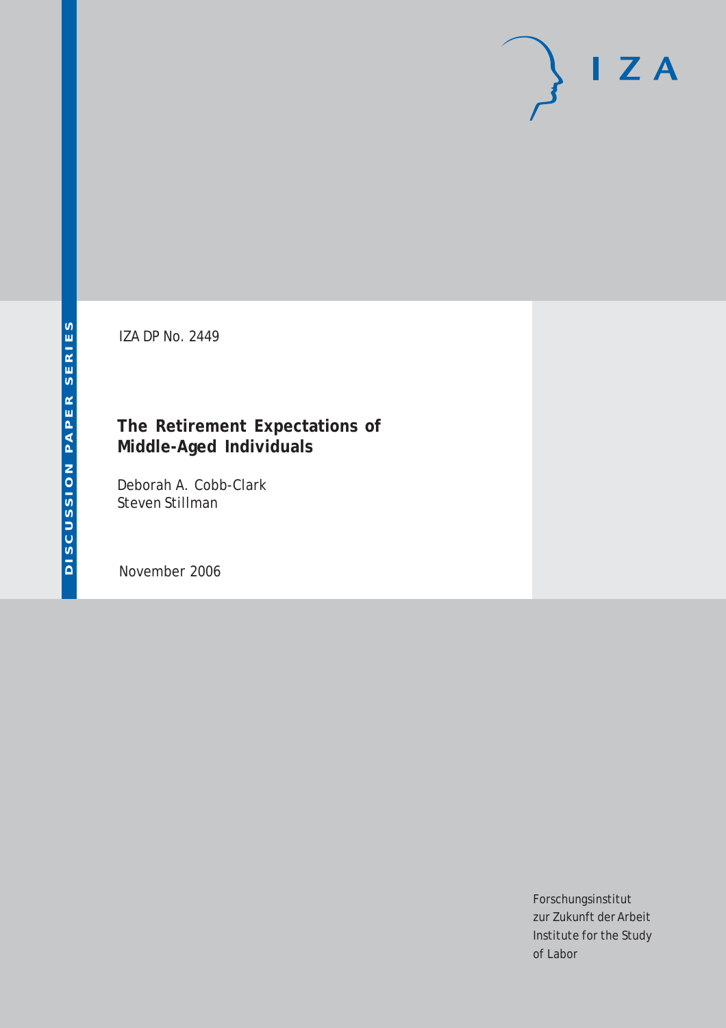DISCUSSION PAPER SERIES

IZA DP No. 2449

# The Retirement Expectations of Middle-Aged Individuals

Deborah A. Cobb-Clark
Steven Stillman

November 2006

Forschungsinstitut
zur Zukunft der Arbeit
Institute for the Study
of Labor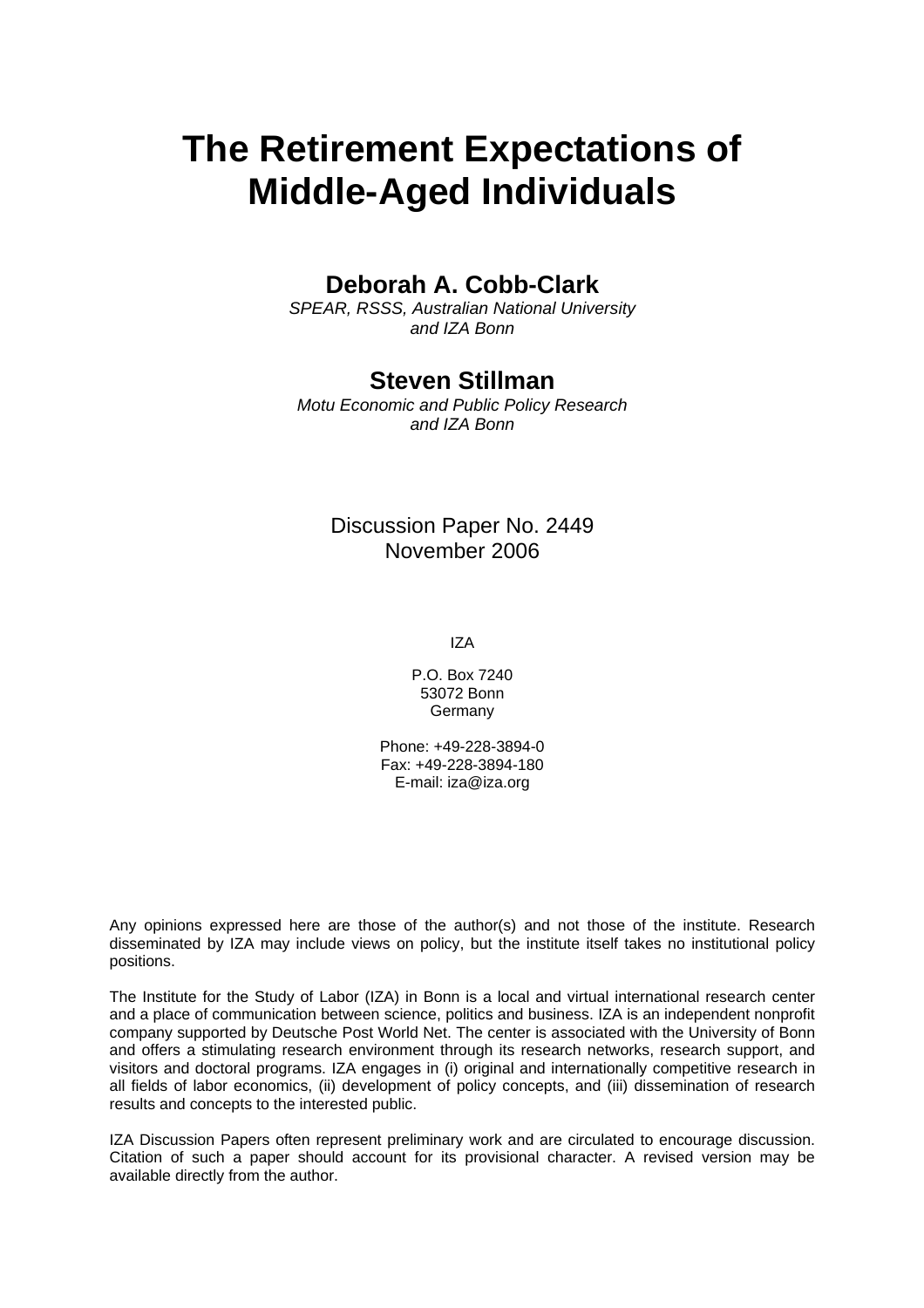# The Retirement Expectations of Middle-Aged Individuals

**Deborah A. Cobb-Clark**

*SPEAR, RSSS, Australian National University and IZA Bonn*

**Steven Stillman**

*Motu Economic and Public Policy Research and IZA Bonn*

Discussion Paper No. 2449
November 2006

IZA

P.O. Box 7240
53072 Bonn
Germany

Phone: +49-228-3894-0
Fax: +49-228-3894-180
E-mail: iza@iza.org

Any opinions expressed here are those of the author(s) and not those of the institute. Research disseminated by IZA may include views on policy, but the institute itself takes no institutional policy positions.

The Institute for the Study of Labor (IZA) in Bonn is a local and virtual international research center and a place of communication between science, politics and business. IZA is an independent nonprofit company supported by Deutsche Post World Net. The center is associated with the University of Bonn and offers a stimulating research environment through its research networks, research support, and visitors and doctoral programs. IZA engages in (i) original and internationally competitive research in all fields of labor economics, (ii) development of policy concepts, and (iii) dissemination of research results and concepts to the interested public.

IZA Discussion Papers often represent preliminary work and are circulated to encourage discussion. Citation of such a paper should account for its provisional character. A revised version may be available directly from the author.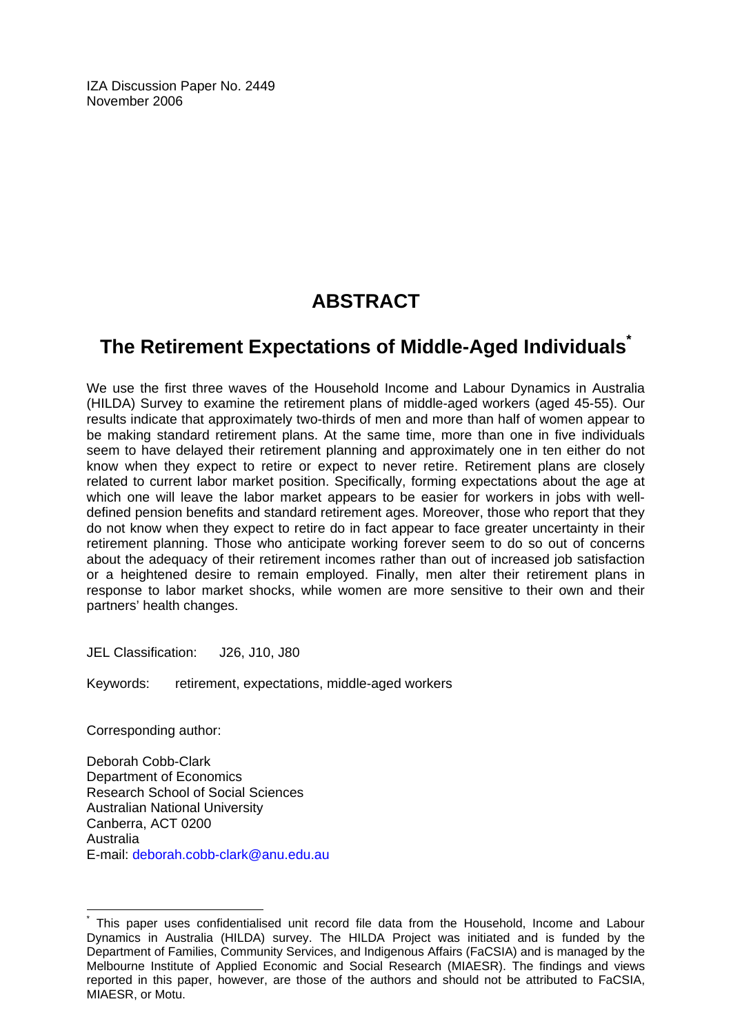IZA Discussion Paper No. 2449
November 2006

# ABSTRACT

## The Retirement Expectations of Middle-Aged Individuals[*]

We use the first three waves of the Household Income and Labour Dynamics in Australia (HILDA) Survey to examine the retirement plans of middle-aged workers (aged 45-55). Our results indicate that approximately two-thirds of men and more than half of women appear to be making standard retirement plans. At the same time, more than one in five individuals seem to have delayed their retirement planning and approximately one in ten either do not know when they expect to retire or expect to never retire. Retirement plans are closely related to current labor market position. Specifically, forming expectations about the age at which one will leave the labor market appears to be easier for workers in jobs with well-defined pension benefits and standard retirement ages. Moreover, those who report that they do not know when they expect to retire do in fact appear to face greater uncertainty in their retirement planning. Those who anticipate working forever seem to do so out of concerns about the adequacy of their retirement incomes rather than out of increased job satisfaction or a heightened desire to remain employed. Finally, men alter their retirement plans in response to labor market shocks, while women are more sensitive to their own and their partners' health changes.

JEL Classification: J26, J10, J80

Keywords: retirement, expectations, middle-aged workers

Corresponding author:

Deborah Cobb-Clark
Department of Economics
Research School of Social Sciences
Australian National University
Canberra, ACT 0200
Australia
E-mail: deborah.cobb-clark@anu.edu.au

[*] This paper uses confidentialised unit record file data from the Household, Income and Labour Dynamics in Australia (HILDA) survey. The HILDA Project was initiated and is funded by the Department of Families, Community Services, and Indigenous Affairs (FaCSIA) and is managed by the Melbourne Institute of Applied Economic and Social Research (MIAESR). The findings and views reported in this paper, however, are those of the authors and should not be attributed to FaCSIA, MIAESR, or Motu.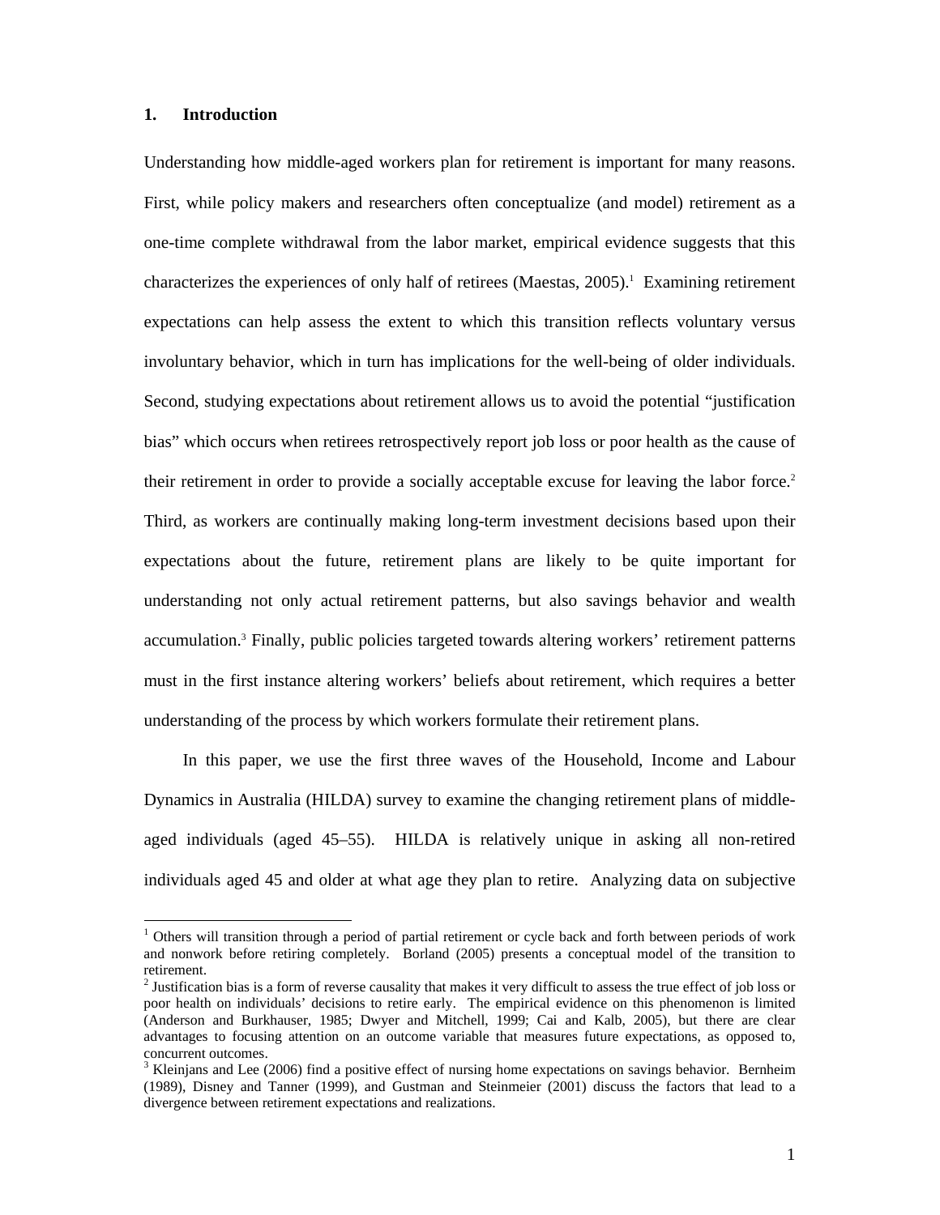## 1. Introduction

Understanding how middle-aged workers plan for retirement is important for many reasons. First, while policy makers and researchers often conceptualize (and model) retirement as a one-time complete withdrawal from the labor market, empirical evidence suggests that this characterizes the experiences of only half of retirees (Maestas, 2005).[1] Examining retirement expectations can help assess the extent to which this transition reflects voluntary versus involuntary behavior, which in turn has implications for the well-being of older individuals. Second, studying expectations about retirement allows us to avoid the potential "justification bias" which occurs when retirees retrospectively report job loss or poor health as the cause of their retirement in order to provide a socially acceptable excuse for leaving the labor force.[2] Third, as workers are continually making long-term investment decisions based upon their expectations about the future, retirement plans are likely to be quite important for understanding not only actual retirement patterns, but also savings behavior and wealth accumulation.[3] Finally, public policies targeted towards altering workers' retirement patterns must in the first instance altering workers' beliefs about retirement, which requires a better understanding of the process by which workers formulate their retirement plans.

In this paper, we use the first three waves of the Household, Income and Labour Dynamics in Australia (HILDA) survey to examine the changing retirement plans of middle-aged individuals (aged 45–55). HILDA is relatively unique in asking all non-retired individuals aged 45 and older at what age they plan to retire. Analyzing data on subjective

---

[1] Others will transition through a period of partial retirement or cycle back and forth between periods of work and nonwork before retiring completely. Borland (2005) presents a conceptual model of the transition to retirement.

[2] Justification bias is a form of reverse causality that makes it very difficult to assess the true effect of job loss or poor health on individuals' decisions to retire early. The empirical evidence on this phenomenon is limited (Anderson and Burkhauser, 1985; Dwyer and Mitchell, 1999; Cai and Kalb, 2005), but there are clear advantages to focusing attention on an outcome variable that measures future expectations, as opposed to, concurrent outcomes.

[3] Kleinjans and Lee (2006) find a positive effect of nursing home expectations on savings behavior. Bernheim (1989), Disney and Tanner (1999), and Gustman and Steinmeier (2001) discuss the factors that lead to a divergence between retirement expectations and realizations.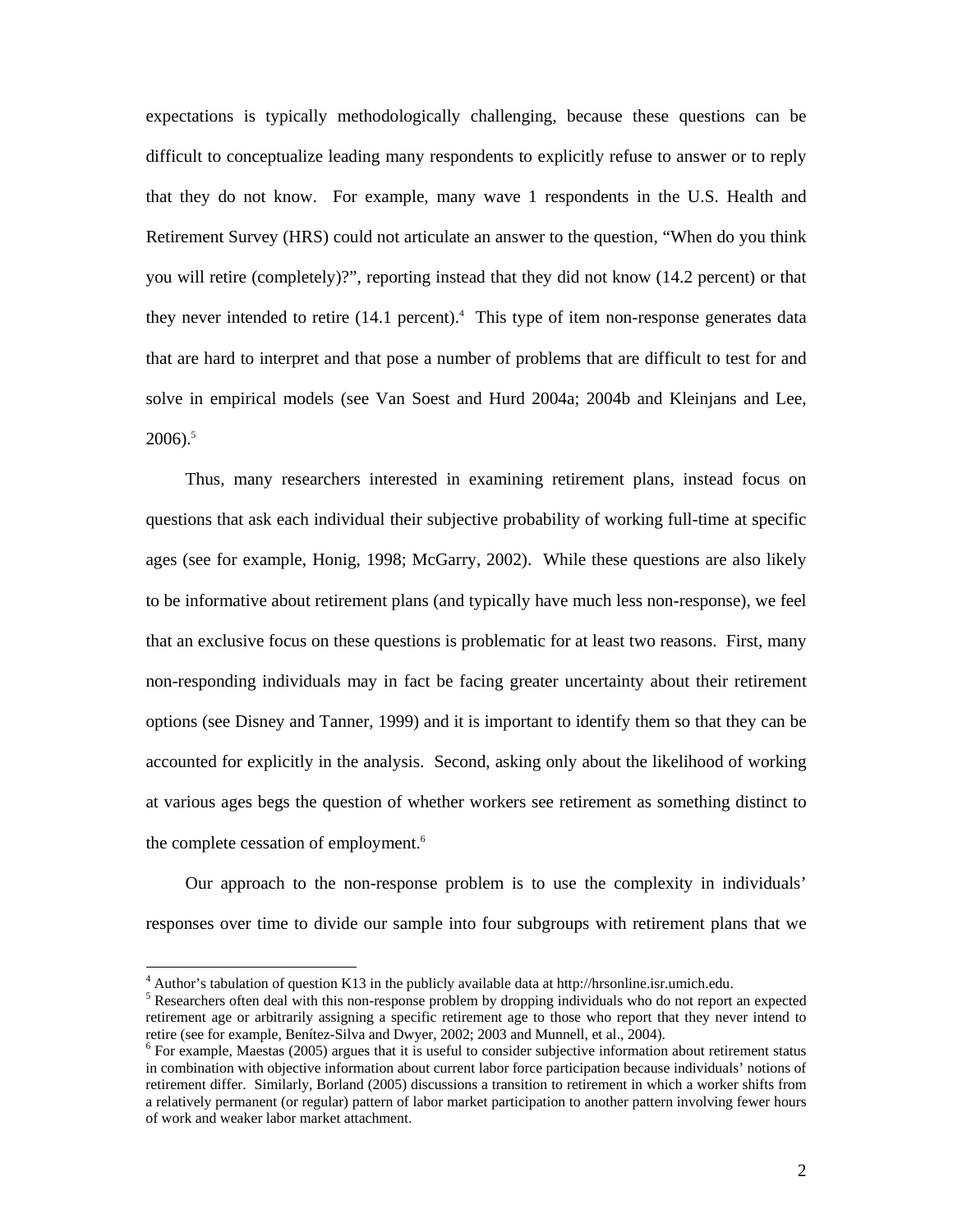expectations is typically methodologically challenging, because these questions can be difficult to conceptualize leading many respondents to explicitly refuse to answer or to reply that they do not know. For example, many wave 1 respondents in the U.S. Health and Retirement Survey (HRS) could not articulate an answer to the question, "When do you think you will retire (completely)?", reporting instead that they did not know (14.2 percent) or that they never intended to retire (14.1 percent).[4] This type of item non-response generates data that are hard to interpret and that pose a number of problems that are difficult to test for and solve in empirical models (see Van Soest and Hurd 2004a; 2004b and Kleinjans and Lee, 2006).[5]

Thus, many researchers interested in examining retirement plans, instead focus on questions that ask each individual their subjective probability of working full-time at specific ages (see for example, Honig, 1998; McGarry, 2002). While these questions are also likely to be informative about retirement plans (and typically have much less non-response), we feel that an exclusive focus on these questions is problematic for at least two reasons. First, many non-responding individuals may in fact be facing greater uncertainty about their retirement options (see Disney and Tanner, 1999) and it is important to identify them so that they can be accounted for explicitly in the analysis. Second, asking only about the likelihood of working at various ages begs the question of whether workers see retirement as something distinct to the complete cessation of employment.[6]

Our approach to the non-response problem is to use the complexity in individuals' responses over time to divide our sample into four subgroups with retirement plans that we

---

[4] Author's tabulation of question K13 in the publicly available data at http://hrsonline.isr.umich.edu.

[5] Researchers often deal with this non-response problem by dropping individuals who do not report an expected retirement age or arbitrarily assigning a specific retirement age to those who report that they never intend to retire (see for example, Benítez-Silva and Dwyer, 2002; 2003 and Munnell, et al., 2004).

[6] For example, Maestas (2005) argues that it is useful to consider subjective information about retirement status in combination with objective information about current labor force participation because individuals' notions of retirement differ. Similarly, Borland (2005) discussions a transition to retirement in which a worker shifts from a relatively permanent (or regular) pattern of labor market participation to another pattern involving fewer hours of work and weaker labor market attachment.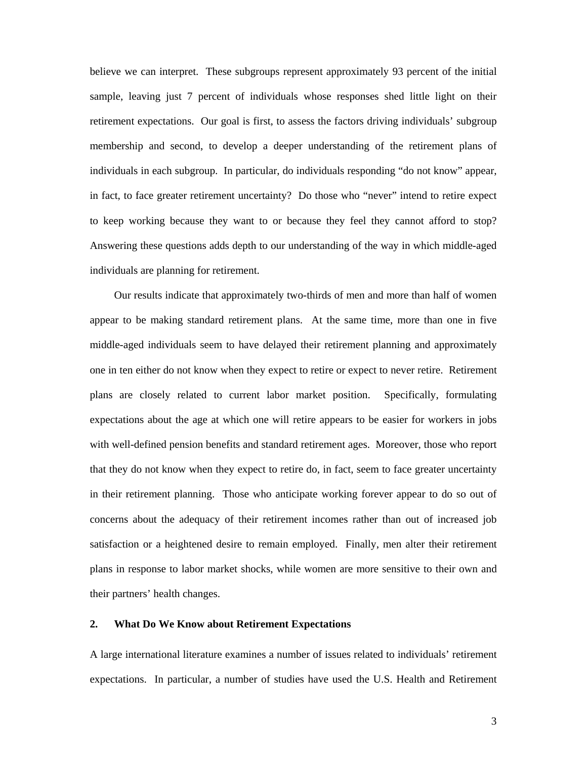believe we can interpret. These subgroups represent approximately 93 percent of the initial sample, leaving just 7 percent of individuals whose responses shed little light on their retirement expectations. Our goal is first, to assess the factors driving individuals' subgroup membership and second, to develop a deeper understanding of the retirement plans of individuals in each subgroup. In particular, do individuals responding "do not know" appear, in fact, to face greater retirement uncertainty? Do those who "never" intend to retire expect to keep working because they want to or because they feel they cannot afford to stop? Answering these questions adds depth to our understanding of the way in which middle-aged individuals are planning for retirement.

Our results indicate that approximately two-thirds of men and more than half of women appear to be making standard retirement plans. At the same time, more than one in five middle-aged individuals seem to have delayed their retirement planning and approximately one in ten either do not know when they expect to retire or expect to never retire. Retirement plans are closely related to current labor market position. Specifically, formulating expectations about the age at which one will retire appears to be easier for workers in jobs with well-defined pension benefits and standard retirement ages. Moreover, those who report that they do not know when they expect to retire do, in fact, seem to face greater uncertainty in their retirement planning. Those who anticipate working forever appear to do so out of concerns about the adequacy of their retirement incomes rather than out of increased job satisfaction or a heightened desire to remain employed. Finally, men alter their retirement plans in response to labor market shocks, while women are more sensitive to their own and their partners' health changes.

## 2. What Do We Know about Retirement Expectations

A large international literature examines a number of issues related to individuals' retirement expectations. In particular, a number of studies have used the U.S. Health and Retirement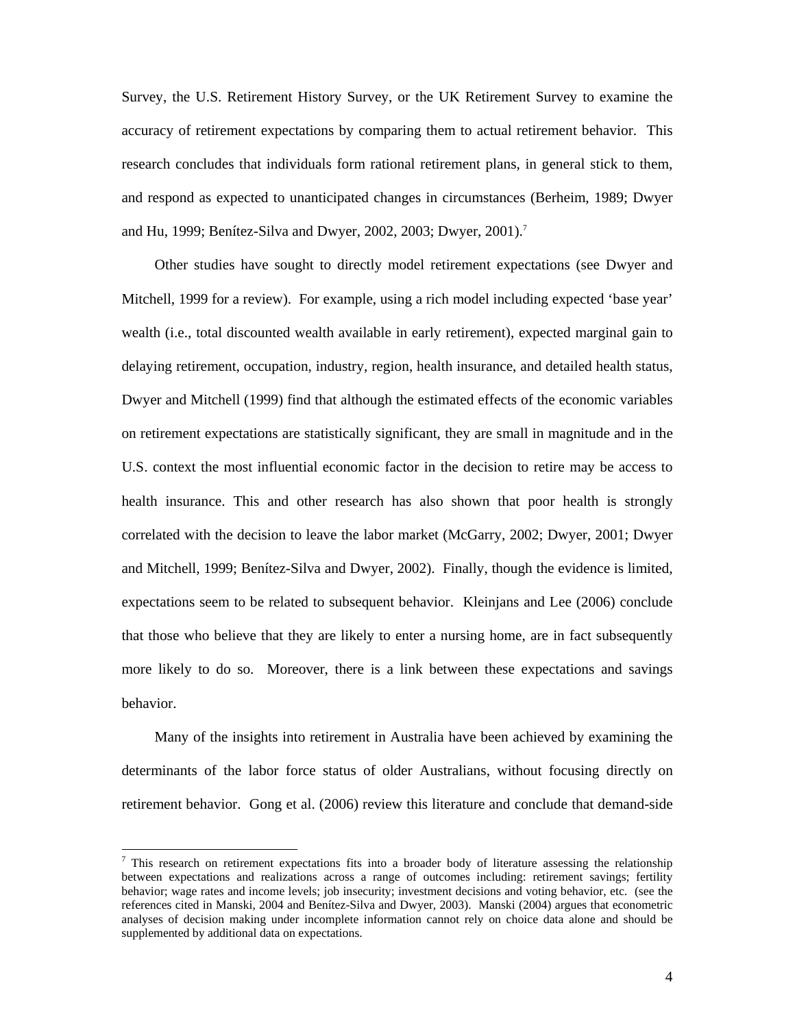Survey, the U.S. Retirement History Survey, or the UK Retirement Survey to examine the accuracy of retirement expectations by comparing them to actual retirement behavior. This research concludes that individuals form rational retirement plans, in general stick to them, and respond as expected to unanticipated changes in circumstances (Berheim, 1989; Dwyer and Hu, 1999; Benítez-Silva and Dwyer, 2002, 2003; Dwyer, 2001).[7]

Other studies have sought to directly model retirement expectations (see Dwyer and Mitchell, 1999 for a review). For example, using a rich model including expected 'base year' wealth (i.e., total discounted wealth available in early retirement), expected marginal gain to delaying retirement, occupation, industry, region, health insurance, and detailed health status, Dwyer and Mitchell (1999) find that although the estimated effects of the economic variables on retirement expectations are statistically significant, they are small in magnitude and in the U.S. context the most influential economic factor in the decision to retire may be access to health insurance. This and other research has also shown that poor health is strongly correlated with the decision to leave the labor market (McGarry, 2002; Dwyer, 2001; Dwyer and Mitchell, 1999; Benítez-Silva and Dwyer, 2002). Finally, though the evidence is limited, expectations seem to be related to subsequent behavior. Kleinjans and Lee (2006) conclude that those who believe that they are likely to enter a nursing home, are in fact subsequently more likely to do so. Moreover, there is a link between these expectations and savings behavior.

Many of the insights into retirement in Australia have been achieved by examining the determinants of the labor force status of older Australians, without focusing directly on retirement behavior. Gong et al. (2006) review this literature and conclude that demand-side

[7] This research on retirement expectations fits into a broader body of literature assessing the relationship between expectations and realizations across a range of outcomes including: retirement savings; fertility behavior; wage rates and income levels; job insecurity; investment decisions and voting behavior, etc. (see the references cited in Manski, 2004 and Benítez-Silva and Dwyer, 2003). Manski (2004) argues that econometric analyses of decision making under incomplete information cannot rely on choice data alone and should be supplemented by additional data on expectations.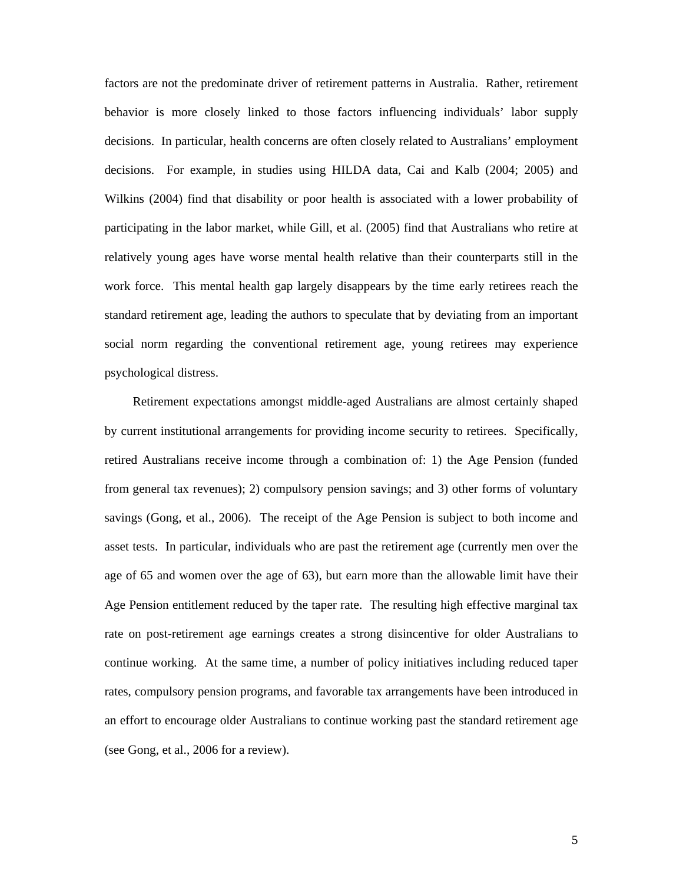factors are not the predominate driver of retirement patterns in Australia. Rather, retirement behavior is more closely linked to those factors influencing individuals' labor supply decisions. In particular, health concerns are often closely related to Australians' employment decisions. For example, in studies using HILDA data, Cai and Kalb (2004; 2005) and Wilkins (2004) find that disability or poor health is associated with a lower probability of participating in the labor market, while Gill, et al. (2005) find that Australians who retire at relatively young ages have worse mental health relative than their counterparts still in the work force. This mental health gap largely disappears by the time early retirees reach the standard retirement age, leading the authors to speculate that by deviating from an important social norm regarding the conventional retirement age, young retirees may experience psychological distress.

Retirement expectations amongst middle-aged Australians are almost certainly shaped by current institutional arrangements for providing income security to retirees. Specifically, retired Australians receive income through a combination of: 1) the Age Pension (funded from general tax revenues); 2) compulsory pension savings; and 3) other forms of voluntary savings (Gong, et al., 2006). The receipt of the Age Pension is subject to both income and asset tests. In particular, individuals who are past the retirement age (currently men over the age of 65 and women over the age of 63), but earn more than the allowable limit have their Age Pension entitlement reduced by the taper rate. The resulting high effective marginal tax rate on post-retirement age earnings creates a strong disincentive for older Australians to continue working. At the same time, a number of policy initiatives including reduced taper rates, compulsory pension programs, and favorable tax arrangements have been introduced in an effort to encourage older Australians to continue working past the standard retirement age (see Gong, et al., 2006 for a review).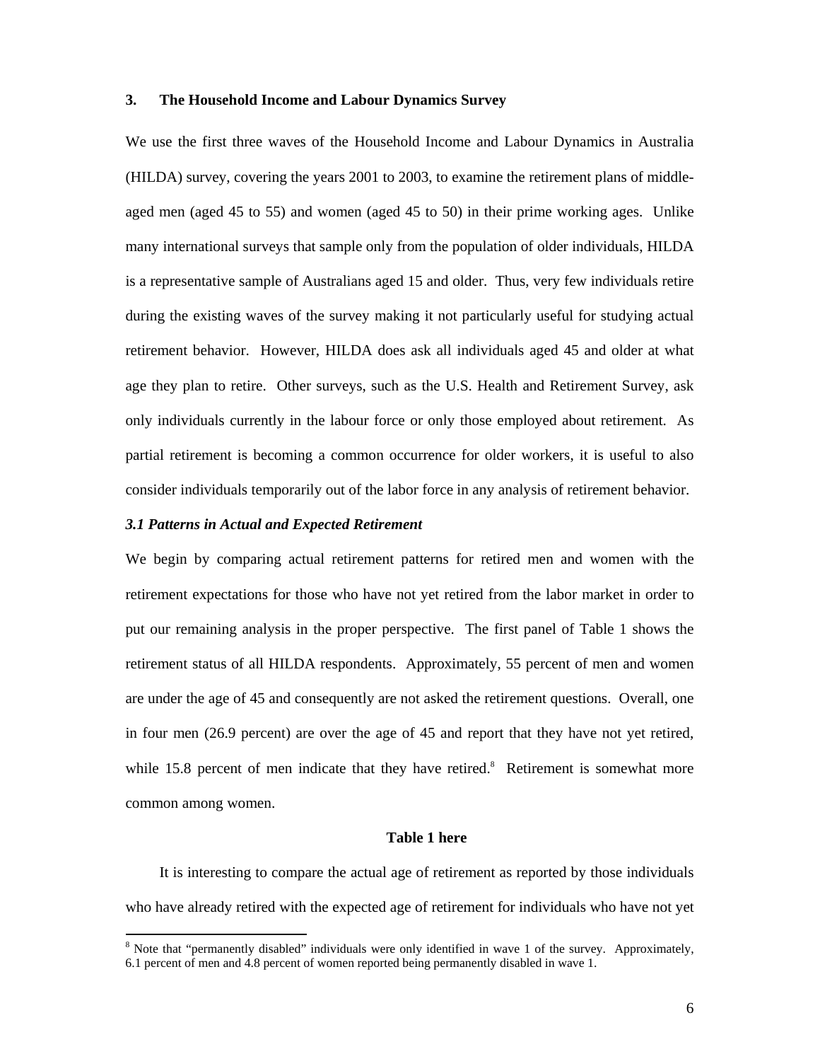## 3. The Household Income and Labour Dynamics Survey

We use the first three waves of the Household Income and Labour Dynamics in Australia (HILDA) survey, covering the years 2001 to 2003, to examine the retirement plans of middle-aged men (aged 45 to 55) and women (aged 45 to 50) in their prime working ages. Unlike many international surveys that sample only from the population of older individuals, HILDA is a representative sample of Australians aged 15 and older. Thus, very few individuals retire during the existing waves of the survey making it not particularly useful for studying actual retirement behavior. However, HILDA does ask all individuals aged 45 and older at what age they plan to retire. Other surveys, such as the U.S. Health and Retirement Survey, ask only individuals currently in the labour force or only those employed about retirement. As partial retirement is becoming a common occurrence for older workers, it is useful to also consider individuals temporarily out of the labor force in any analysis of retirement behavior.

### *3.1 Patterns in Actual and Expected Retirement*

We begin by comparing actual retirement patterns for retired men and women with the retirement expectations for those who have not yet retired from the labor market in order to put our remaining analysis in the proper perspective. The first panel of Table 1 shows the retirement status of all HILDA respondents. Approximately, 55 percent of men and women are under the age of 45 and consequently are not asked the retirement questions. Overall, one in four men (26.9 percent) are over the age of 45 and report that they have not yet retired, while 15.8 percent of men indicate that they have retired.[8] Retirement is somewhat more common among women.

**Table 1 here**

It is interesting to compare the actual age of retirement as reported by those individuals who have already retired with the expected age of retirement for individuals who have not yet

[8] Note that "permanently disabled" individuals were only identified in wave 1 of the survey. Approximately, 6.1 percent of men and 4.8 percent of women reported being permanently disabled in wave 1.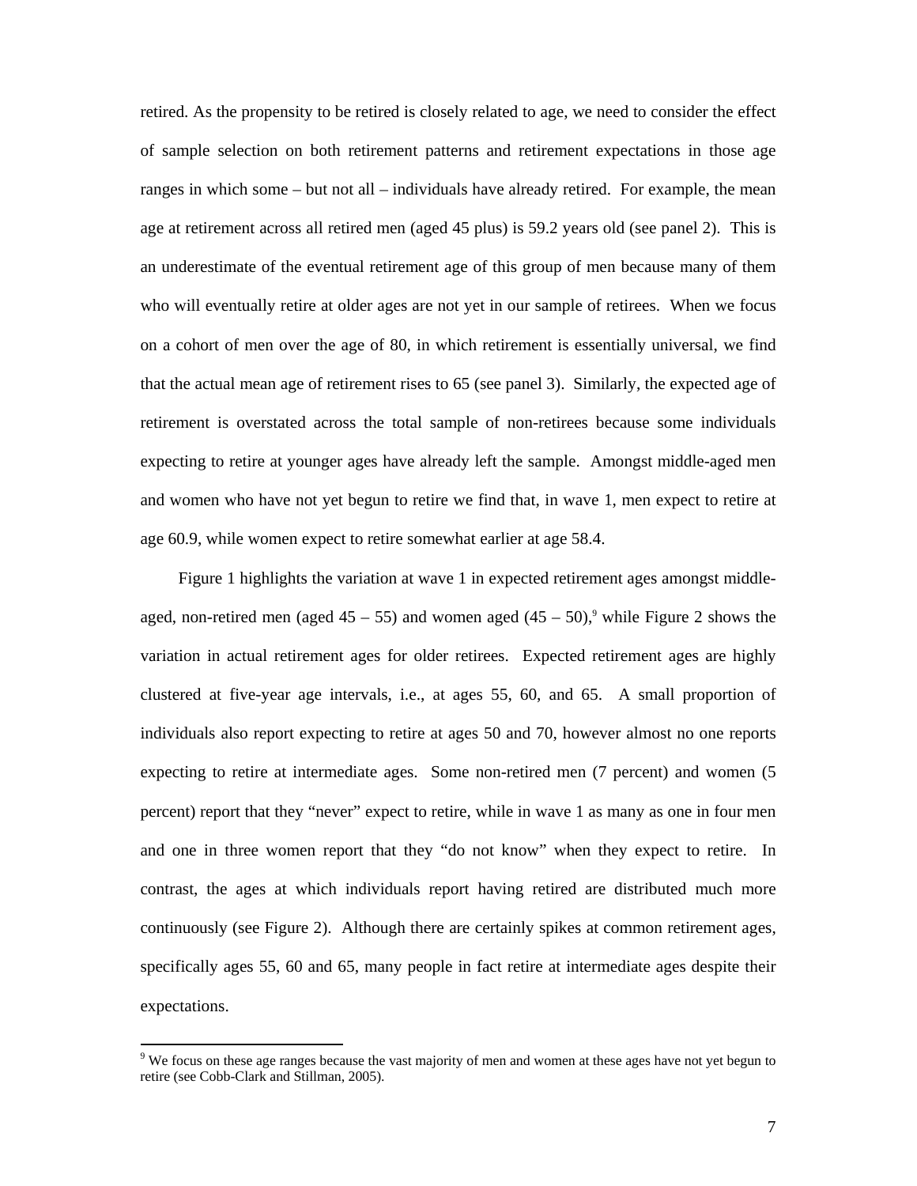retired. As the propensity to be retired is closely related to age, we need to consider the effect of sample selection on both retirement patterns and retirement expectations in those age ranges in which some – but not all – individuals have already retired. For example, the mean age at retirement across all retired men (aged 45 plus) is 59.2 years old (see panel 2). This is an underestimate of the eventual retirement age of this group of men because many of them who will eventually retire at older ages are not yet in our sample of retirees. When we focus on a cohort of men over the age of 80, in which retirement is essentially universal, we find that the actual mean age of retirement rises to 65 (see panel 3). Similarly, the expected age of retirement is overstated across the total sample of non-retirees because some individuals expecting to retire at younger ages have already left the sample. Amongst middle-aged men and women who have not yet begun to retire we find that, in wave 1, men expect to retire at age 60.9, while women expect to retire somewhat earlier at age 58.4.

Figure 1 highlights the variation at wave 1 in expected retirement ages amongst middle-aged, non-retired men (aged 45 – 55) and women aged (45 – 50),[9] while Figure 2 shows the variation in actual retirement ages for older retirees. Expected retirement ages are highly clustered at five-year age intervals, i.e., at ages 55, 60, and 65. A small proportion of individuals also report expecting to retire at ages 50 and 70, however almost no one reports expecting to retire at intermediate ages. Some non-retired men (7 percent) and women (5 percent) report that they "never" expect to retire, while in wave 1 as many as one in four men and one in three women report that they "do not know" when they expect to retire. In contrast, the ages at which individuals report having retired are distributed much more continuously (see Figure 2). Although there are certainly spikes at common retirement ages, specifically ages 55, 60 and 65, many people in fact retire at intermediate ages despite their expectations.

[9] We focus on these age ranges because the vast majority of men and women at these ages have not yet begun to retire (see Cobb-Clark and Stillman, 2005).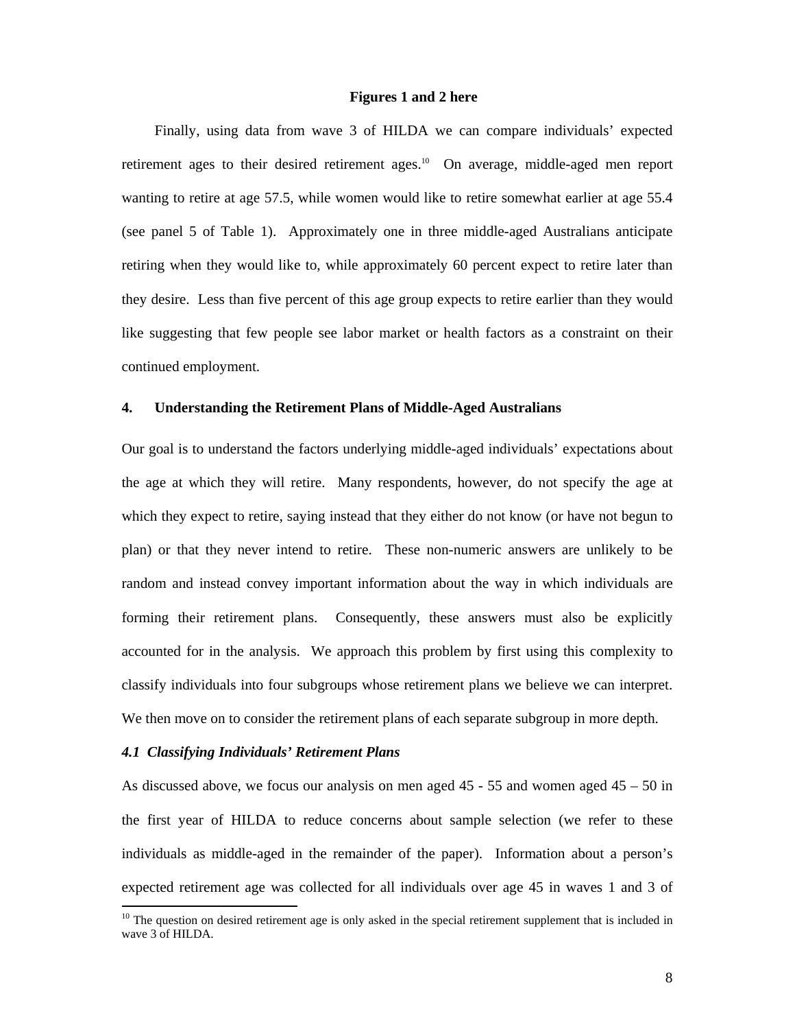**Figures 1 and 2 here**

Finally, using data from wave 3 of HILDA we can compare individuals' expected retirement ages to their desired retirement ages.[10] On average, middle-aged men report wanting to retire at age 57.5, while women would like to retire somewhat earlier at age 55.4 (see panel 5 of Table 1). Approximately one in three middle-aged Australians anticipate retiring when they would like to, while approximately 60 percent expect to retire later than they desire. Less than five percent of this age group expects to retire earlier than they would like suggesting that few people see labor market or health factors as a constraint on their continued employment.

## 4. Understanding the Retirement Plans of Middle-Aged Australians

Our goal is to understand the factors underlying middle-aged individuals' expectations about the age at which they will retire. Many respondents, however, do not specify the age at which they expect to retire, saying instead that they either do not know (or have not begun to plan) or that they never intend to retire. These non-numeric answers are unlikely to be random and instead convey important information about the way in which individuals are forming their retirement plans. Consequently, these answers must also be explicitly accounted for in the analysis. We approach this problem by first using this complexity to classify individuals into four subgroups whose retirement plans we believe we can interpret. We then move on to consider the retirement plans of each separate subgroup in more depth.

### *4.1 Classifying Individuals' Retirement Plans*

As discussed above, we focus our analysis on men aged 45 - 55 and women aged 45 – 50 in the first year of HILDA to reduce concerns about sample selection (we refer to these individuals as middle-aged in the remainder of the paper). Information about a person's expected retirement age was collected for all individuals over age 45 in waves 1 and 3 of

[10] The question on desired retirement age is only asked in the special retirement supplement that is included in wave 3 of HILDA.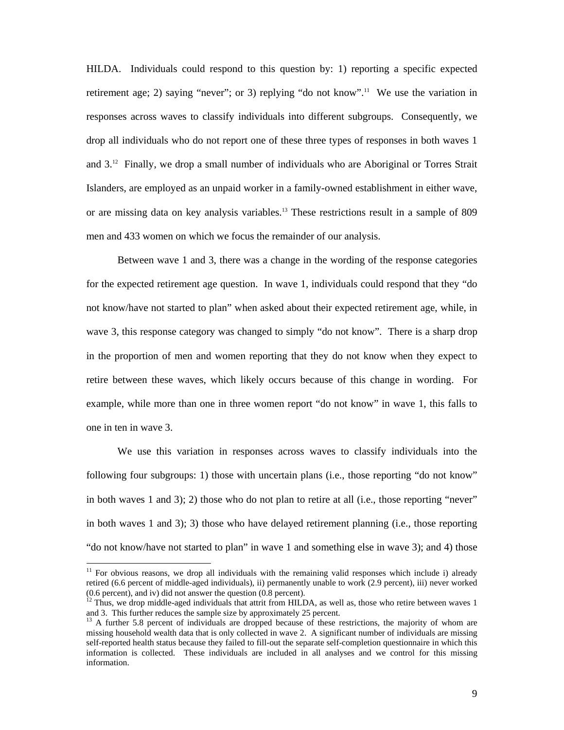HILDA. Individuals could respond to this question by: 1) reporting a specific expected retirement age; 2) saying "never"; or 3) replying "do not know".[11] We use the variation in responses across waves to classify individuals into different subgroups. Consequently, we drop all individuals who do not report one of these three types of responses in both waves 1 and 3.[12] Finally, we drop a small number of individuals who are Aboriginal or Torres Strait Islanders, are employed as an unpaid worker in a family-owned establishment in either wave, or are missing data on key analysis variables.[13] These restrictions result in a sample of 809 men and 433 women on which we focus the remainder of our analysis.

Between wave 1 and 3, there was a change in the wording of the response categories for the expected retirement age question. In wave 1, individuals could respond that they "do not know/have not started to plan" when asked about their expected retirement age, while, in wave 3, this response category was changed to simply "do not know". There is a sharp drop in the proportion of men and women reporting that they do not know when they expect to retire between these waves, which likely occurs because of this change in wording. For example, while more than one in three women report "do not know" in wave 1, this falls to one in ten in wave 3.

We use this variation in responses across waves to classify individuals into the following four subgroups: 1) those with uncertain plans (i.e., those reporting "do not know" in both waves 1 and 3); 2) those who do not plan to retire at all (i.e., those reporting "never" in both waves 1 and 3); 3) those who have delayed retirement planning (i.e., those reporting "do not know/have not started to plan" in wave 1 and something else in wave 3); and 4) those

[11] For obvious reasons, we drop all individuals with the remaining valid responses which include i) already retired (6.6 percent of middle-aged individuals), ii) permanently unable to work (2.9 percent), iii) never worked (0.6 percent), and iv) did not answer the question (0.8 percent).

[12] Thus, we drop middle-aged individuals that attrit from HILDA, as well as, those who retire between waves 1 and 3. This further reduces the sample size by approximately 25 percent.

[13] A further 5.8 percent of individuals are dropped because of these restrictions, the majority of whom are missing household wealth data that is only collected in wave 2. A significant number of individuals are missing self-reported health status because they failed to fill-out the separate self-completion questionnaire in which this information is collected. These individuals are included in all analyses and we control for this missing information.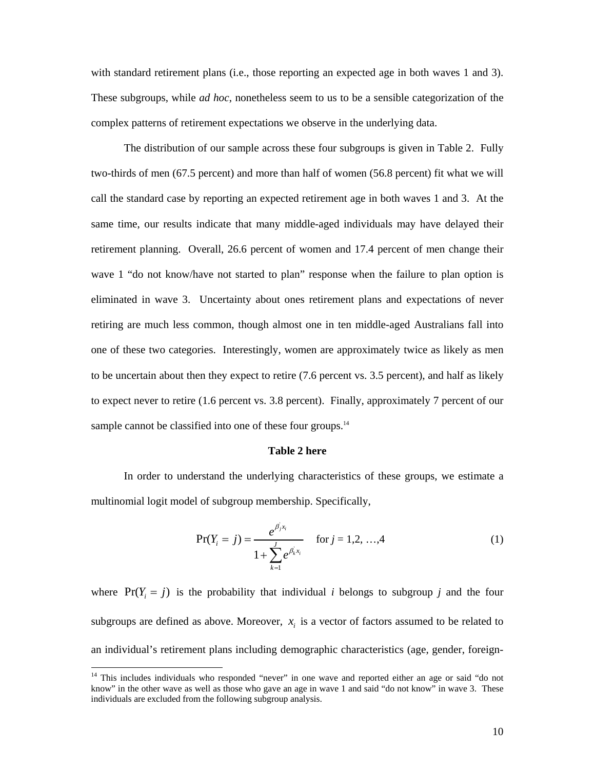with standard retirement plans (i.e., those reporting an expected age in both waves 1 and 3). These subgroups, while *ad hoc*, nonetheless seem to us to be a sensible categorization of the complex patterns of retirement expectations we observe in the underlying data.

The distribution of our sample across these four subgroups is given in Table 2. Fully two-thirds of men (67.5 percent) and more than half of women (56.8 percent) fit what we will call the standard case by reporting an expected retirement age in both waves 1 and 3. At the same time, our results indicate that many middle-aged individuals may have delayed their retirement planning. Overall, 26.6 percent of women and 17.4 percent of men change their wave 1 "do not know/have not started to plan" response when the failure to plan option is eliminated in wave 3. Uncertainty about ones retirement plans and expectations of never retiring are much less common, though almost one in ten middle-aged Australians fall into one of these two categories. Interestingly, women are approximately twice as likely as men to be uncertain about then they expect to retire (7.6 percent vs. 3.5 percent), and half as likely to expect never to retire (1.6 percent vs. 3.8 percent). Finally, approximately 7 percent of our sample cannot be classified into one of these four groups.[14]

**Table 2 here**

In order to understand the underlying characteristics of these groups, we estimate a multinomial logit model of subgroup membership. Specifically,

$$\Pr(Y_i = j) = \frac{e^{\beta_j' x_i}}{1 + \sum_{k=1}^{J} e^{\beta_k' x_i}} \quad \text{for } j = 1,2, \ldots,4 \tag{1}$$

where $\Pr(Y_i = j)$ is the probability that individual *i* belongs to subgroup *j* and the four subgroups are defined as above. Moreover, $x_i$ is a vector of factors assumed to be related to an individual's retirement plans including demographic characteristics (age, gender, foreign-

[14] This includes individuals who responded "never" in one wave and reported either an age or said "do not know" in the other wave as well as those who gave an age in wave 1 and said "do not know" in wave 3. These individuals are excluded from the following subgroup analysis.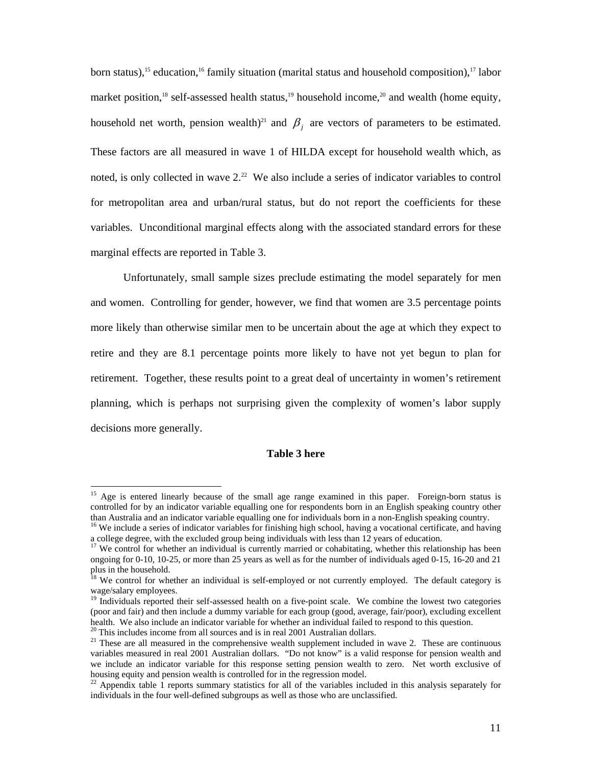born status),[15] education,[16] family situation (marital status and household composition),[17] labor market position,[18] self-assessed health status,[19] household income,[20] and wealth (home equity, household net worth, pension wealth)[21] and $\beta_j$ are vectors of parameters to be estimated. These factors are all measured in wave 1 of HILDA except for household wealth which, as noted, is only collected in wave 2.[22] We also include a series of indicator variables to control for metropolitan area and urban/rural status, but do not report the coefficients for these variables. Unconditional marginal effects along with the associated standard errors for these marginal effects are reported in Table 3.

Unfortunately, small sample sizes preclude estimating the model separately for men and women. Controlling for gender, however, we find that women are 3.5 percentage points more likely than otherwise similar men to be uncertain about the age at which they expect to retire and they are 8.1 percentage points more likely to have not yet begun to plan for retirement. Together, these results point to a great deal of uncertainty in women's retirement planning, which is perhaps not surprising given the complexity of women's labor supply decisions more generally.

**Table 3 here**

---

[15] Age is entered linearly because of the small age range examined in this paper. Foreign-born status is controlled for by an indicator variable equalling one for respondents born in an English speaking country other than Australia and an indicator variable equalling one for individuals born in a non-English speaking country.

[16] We include a series of indicator variables for finishing high school, having a vocational certificate, and having a college degree, with the excluded group being individuals with less than 12 years of education.

[17] We control for whether an individual is currently married or cohabitating, whether this relationship has been ongoing for 0-10, 10-25, or more than 25 years as well as for the number of individuals aged 0-15, 16-20 and 21 plus in the household.

[18] We control for whether an individual is self-employed or not currently employed. The default category is wage/salary employees.

[19] Individuals reported their self-assessed health on a five-point scale. We combine the lowest two categories (poor and fair) and then include a dummy variable for each group (good, average, fair/poor), excluding excellent health. We also include an indicator variable for whether an individual failed to respond to this question.

[20] This includes income from all sources and is in real 2001 Australian dollars.

[21] These are all measured in the comprehensive wealth supplement included in wave 2. These are continuous variables measured in real 2001 Australian dollars. "Do not know" is a valid response for pension wealth and we include an indicator variable for this response setting pension wealth to zero. Net worth exclusive of housing equity and pension wealth is controlled for in the regression model.

[22] Appendix table 1 reports summary statistics for all of the variables included in this analysis separately for individuals in the four well-defined subgroups as well as those who are unclassified.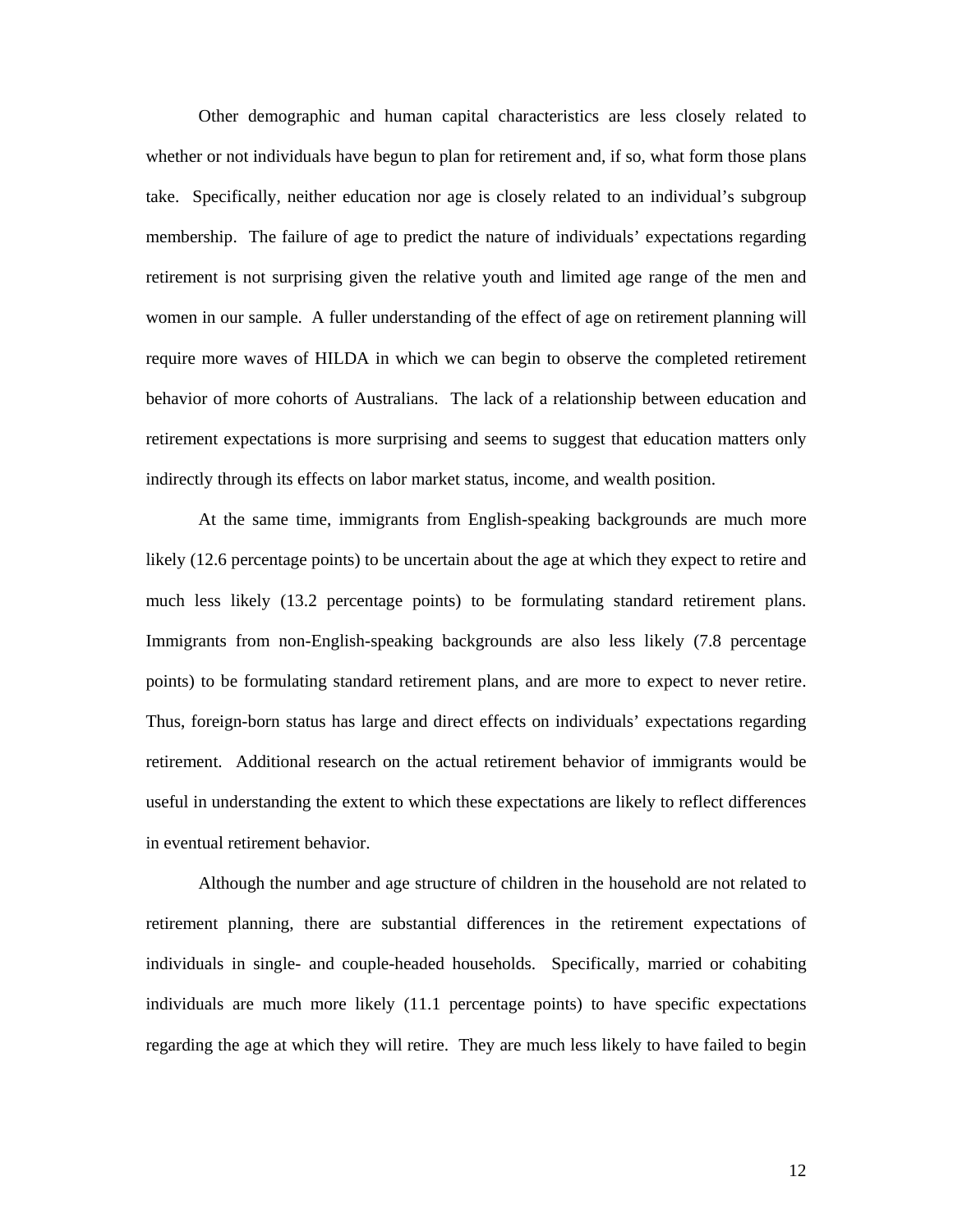Other demographic and human capital characteristics are less closely related to whether or not individuals have begun to plan for retirement and, if so, what form those plans take. Specifically, neither education nor age is closely related to an individual's subgroup membership. The failure of age to predict the nature of individuals' expectations regarding retirement is not surprising given the relative youth and limited age range of the men and women in our sample. A fuller understanding of the effect of age on retirement planning will require more waves of HILDA in which we can begin to observe the completed retirement behavior of more cohorts of Australians. The lack of a relationship between education and retirement expectations is more surprising and seems to suggest that education matters only indirectly through its effects on labor market status, income, and wealth position.

At the same time, immigrants from English-speaking backgrounds are much more likely (12.6 percentage points) to be uncertain about the age at which they expect to retire and much less likely (13.2 percentage points) to be formulating standard retirement plans. Immigrants from non-English-speaking backgrounds are also less likely (7.8 percentage points) to be formulating standard retirement plans, and are more to expect to never retire. Thus, foreign-born status has large and direct effects on individuals' expectations regarding retirement. Additional research on the actual retirement behavior of immigrants would be useful in understanding the extent to which these expectations are likely to reflect differences in eventual retirement behavior.

Although the number and age structure of children in the household are not related to retirement planning, there are substantial differences in the retirement expectations of individuals in single- and couple-headed households. Specifically, married or cohabiting individuals are much more likely (11.1 percentage points) to have specific expectations regarding the age at which they will retire. They are much less likely to have failed to begin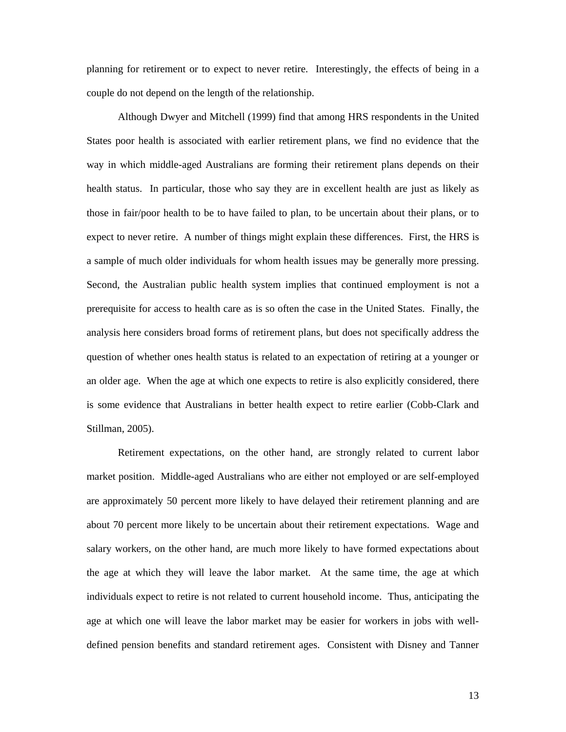planning for retirement or to expect to never retire. Interestingly, the effects of being in a couple do not depend on the length of the relationship.

Although Dwyer and Mitchell (1999) find that among HRS respondents in the United States poor health is associated with earlier retirement plans, we find no evidence that the way in which middle-aged Australians are forming their retirement plans depends on their health status. In particular, those who say they are in excellent health are just as likely as those in fair/poor health to be to have failed to plan, to be uncertain about their plans, or to expect to never retire. A number of things might explain these differences. First, the HRS is a sample of much older individuals for whom health issues may be generally more pressing. Second, the Australian public health system implies that continued employment is not a prerequisite for access to health care as is so often the case in the United States. Finally, the analysis here considers broad forms of retirement plans, but does not specifically address the question of whether ones health status is related to an expectation of retiring at a younger or an older age. When the age at which one expects to retire is also explicitly considered, there is some evidence that Australians in better health expect to retire earlier (Cobb-Clark and Stillman, 2005).

Retirement expectations, on the other hand, are strongly related to current labor market position. Middle-aged Australians who are either not employed or are self-employed are approximately 50 percent more likely to have delayed their retirement planning and are about 70 percent more likely to be uncertain about their retirement expectations. Wage and salary workers, on the other hand, are much more likely to have formed expectations about the age at which they will leave the labor market. At the same time, the age at which individuals expect to retire is not related to current household income. Thus, anticipating the age at which one will leave the labor market may be easier for workers in jobs with well-defined pension benefits and standard retirement ages. Consistent with Disney and Tanner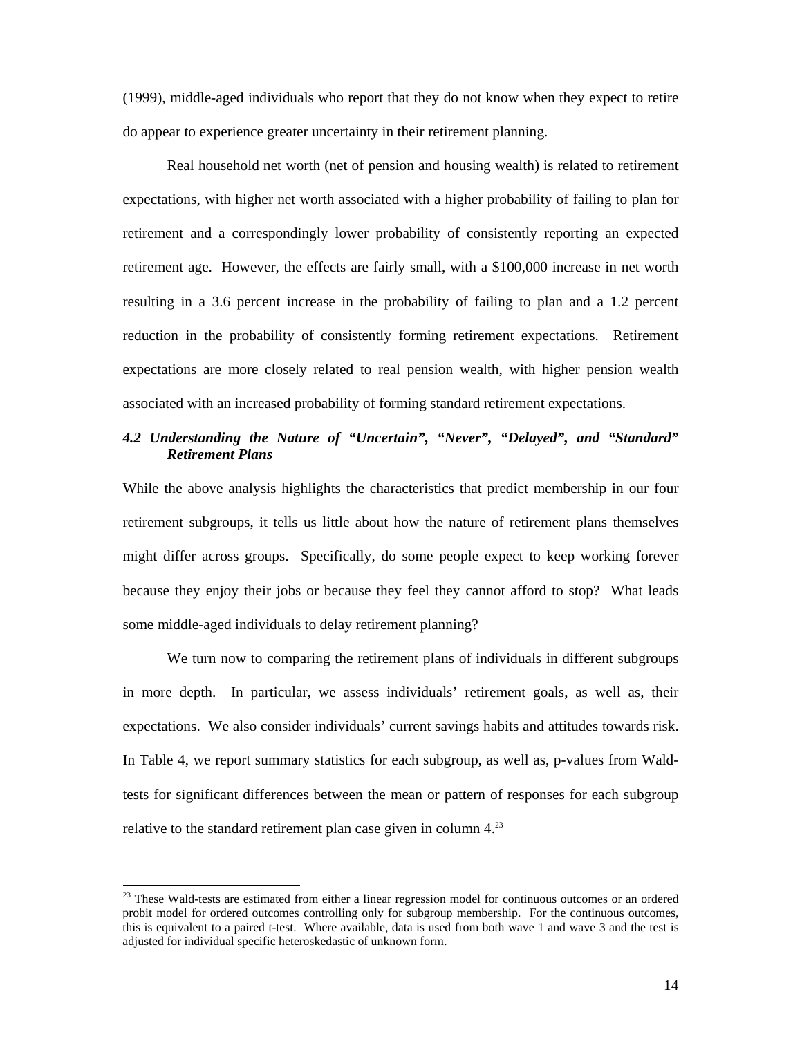(1999), middle-aged individuals who report that they do not know when they expect to retire do appear to experience greater uncertainty in their retirement planning.

Real household net worth (net of pension and housing wealth) is related to retirement expectations, with higher net worth associated with a higher probability of failing to plan for retirement and a correspondingly lower probability of consistently reporting an expected retirement age. However, the effects are fairly small, with a \$100,000 increase in net worth resulting in a 3.6 percent increase in the probability of failing to plan and a 1.2 percent reduction in the probability of consistently forming retirement expectations. Retirement expectations are more closely related to real pension wealth, with higher pension wealth associated with an increased probability of forming standard retirement expectations.

### *4.2 Understanding the Nature of "Uncertain", "Never", "Delayed", and "Standard" Retirement Plans*

While the above analysis highlights the characteristics that predict membership in our four retirement subgroups, it tells us little about how the nature of retirement plans themselves might differ across groups. Specifically, do some people expect to keep working forever because they enjoy their jobs or because they feel they cannot afford to stop? What leads some middle-aged individuals to delay retirement planning?

We turn now to comparing the retirement plans of individuals in different subgroups in more depth. In particular, we assess individuals' retirement goals, as well as, their expectations. We also consider individuals' current savings habits and attitudes towards risk. In Table 4, we report summary statistics for each subgroup, as well as, p-values from Wald-tests for significant differences between the mean or pattern of responses for each subgroup relative to the standard retirement plan case given in column 4.[23]

[23] These Wald-tests are estimated from either a linear regression model for continuous outcomes or an ordered probit model for ordered outcomes controlling only for subgroup membership. For the continuous outcomes, this is equivalent to a paired t-test. Where available, data is used from both wave 1 and wave 3 and the test is adjusted for individual specific heteroskedastic of unknown form.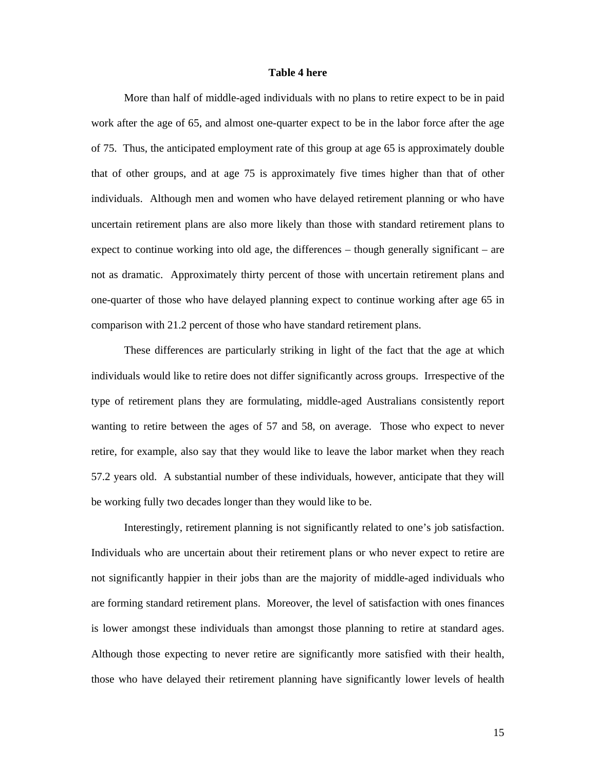**Table 4 here**

More than half of middle-aged individuals with no plans to retire expect to be in paid work after the age of 65, and almost one-quarter expect to be in the labor force after the age of 75. Thus, the anticipated employment rate of this group at age 65 is approximately double that of other groups, and at age 75 is approximately five times higher than that of other individuals. Although men and women who have delayed retirement planning or who have uncertain retirement plans are also more likely than those with standard retirement plans to expect to continue working into old age, the differences – though generally significant – are not as dramatic. Approximately thirty percent of those with uncertain retirement plans and one-quarter of those who have delayed planning expect to continue working after age 65 in comparison with 21.2 percent of those who have standard retirement plans.

These differences are particularly striking in light of the fact that the age at which individuals would like to retire does not differ significantly across groups. Irrespective of the type of retirement plans they are formulating, middle-aged Australians consistently report wanting to retire between the ages of 57 and 58, on average. Those who expect to never retire, for example, also say that they would like to leave the labor market when they reach 57.2 years old. A substantial number of these individuals, however, anticipate that they will be working fully two decades longer than they would like to be.

Interestingly, retirement planning is not significantly related to one's job satisfaction. Individuals who are uncertain about their retirement plans or who never expect to retire are not significantly happier in their jobs than are the majority of middle-aged individuals who are forming standard retirement plans. Moreover, the level of satisfaction with ones finances is lower amongst these individuals than amongst those planning to retire at standard ages. Although those expecting to never retire are significantly more satisfied with their health, those who have delayed their retirement planning have significantly lower levels of health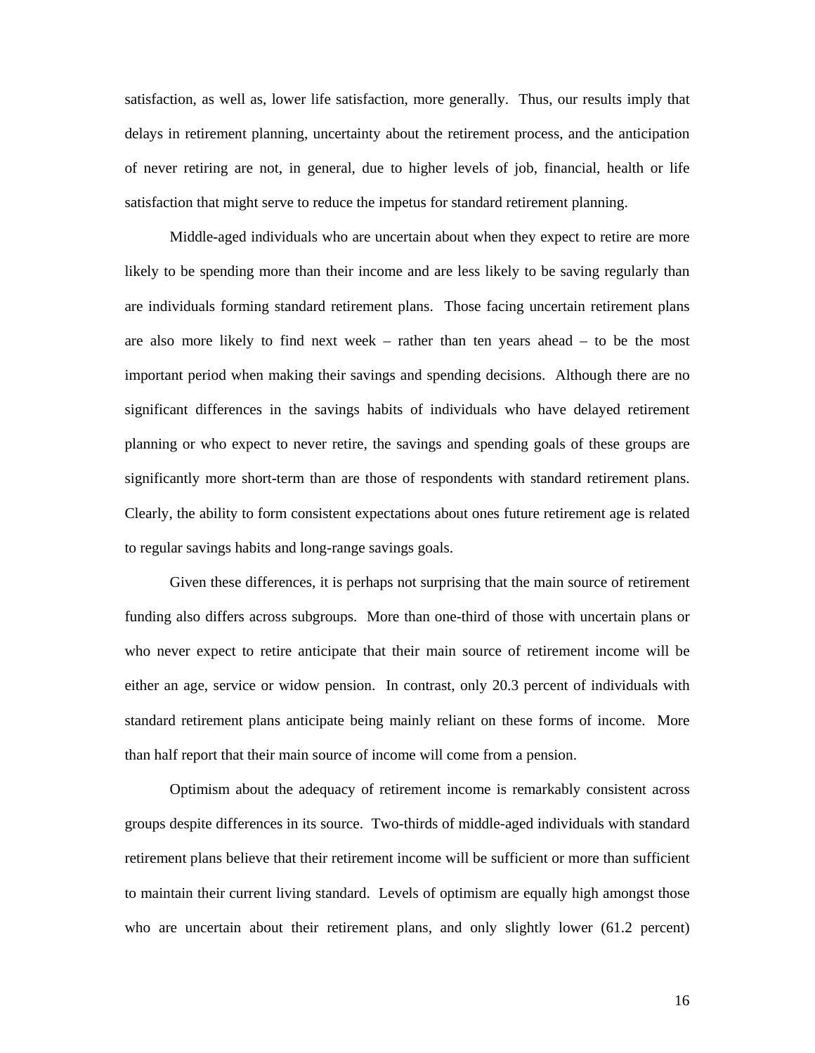satisfaction, as well as, lower life satisfaction, more generally. Thus, our results imply that delays in retirement planning, uncertainty about the retirement process, and the anticipation of never retiring are not, in general, due to higher levels of job, financial, health or life satisfaction that might serve to reduce the impetus for standard retirement planning.

Middle-aged individuals who are uncertain about when they expect to retire are more likely to be spending more than their income and are less likely to be saving regularly than are individuals forming standard retirement plans. Those facing uncertain retirement plans are also more likely to find next week – rather than ten years ahead – to be the most important period when making their savings and spending decisions. Although there are no significant differences in the savings habits of individuals who have delayed retirement planning or who expect to never retire, the savings and spending goals of these groups are significantly more short-term than are those of respondents with standard retirement plans. Clearly, the ability to form consistent expectations about ones future retirement age is related to regular savings habits and long-range savings goals.

Given these differences, it is perhaps not surprising that the main source of retirement funding also differs across subgroups. More than one-third of those with uncertain plans or who never expect to retire anticipate that their main source of retirement income will be either an age, service or widow pension. In contrast, only 20.3 percent of individuals with standard retirement plans anticipate being mainly reliant on these forms of income. More than half report that their main source of income will come from a pension.

Optimism about the adequacy of retirement income is remarkably consistent across groups despite differences in its source. Two-thirds of middle-aged individuals with standard retirement plans believe that their retirement income will be sufficient or more than sufficient to maintain their current living standard. Levels of optimism are equally high amongst those who are uncertain about their retirement plans, and only slightly lower (61.2 percent)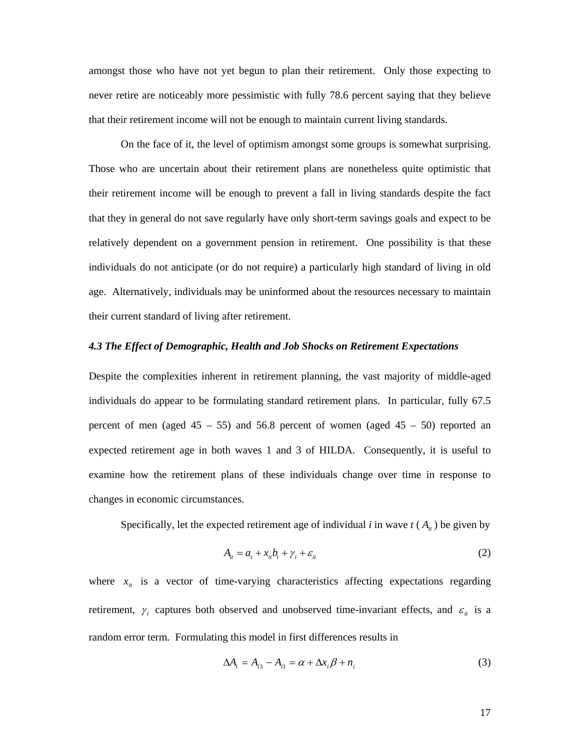amongst those who have not yet begun to plan their retirement. Only those expecting to never retire are noticeably more pessimistic with fully 78.6 percent saying that they believe that their retirement income will not be enough to maintain current living standards.

On the face of it, the level of optimism amongst some groups is somewhat surprising. Those who are uncertain about their retirement plans are nonetheless quite optimistic that their retirement income will be enough to prevent a fall in living standards despite the fact that they in general do not save regularly have only short-term savings goals and expect to be relatively dependent on a government pension in retirement. One possibility is that these individuals do not anticipate (or do not require) a particularly high standard of living in old age. Alternatively, individuals may be uninformed about the resources necessary to maintain their current standard of living after retirement.

### *4.3 The Effect of Demographic, Health and Job Shocks on Retirement Expectations*

Despite the complexities inherent in retirement planning, the vast majority of middle-aged individuals do appear to be formulating standard retirement plans. In particular, fully 67.5 percent of men (aged 45 – 55) and 56.8 percent of women (aged 45 – 50) reported an expected retirement age in both waves 1 and 3 of HILDA. Consequently, it is useful to examine how the retirement plans of these individuals change over time in response to changes in economic circumstances.

Specifically, let the expected retirement age of individual *i* in wave *t* ( $A_{it}$ ) be given by

$$A_{it} = a_t + x_{it}b_t + \gamma_i + \varepsilon_{it} \tag{2}$$

where $x_{it}$ is a vector of time-varying characteristics affecting expectations regarding retirement, $\gamma_i$ captures both observed and unobserved time-invariant effects, and $\varepsilon_{it}$ is a random error term. Formulating this model in first differences results in

$$\Delta A_i = A_{i3} - A_{i1} = \alpha + \Delta x_i \beta + n_i \tag{3}$$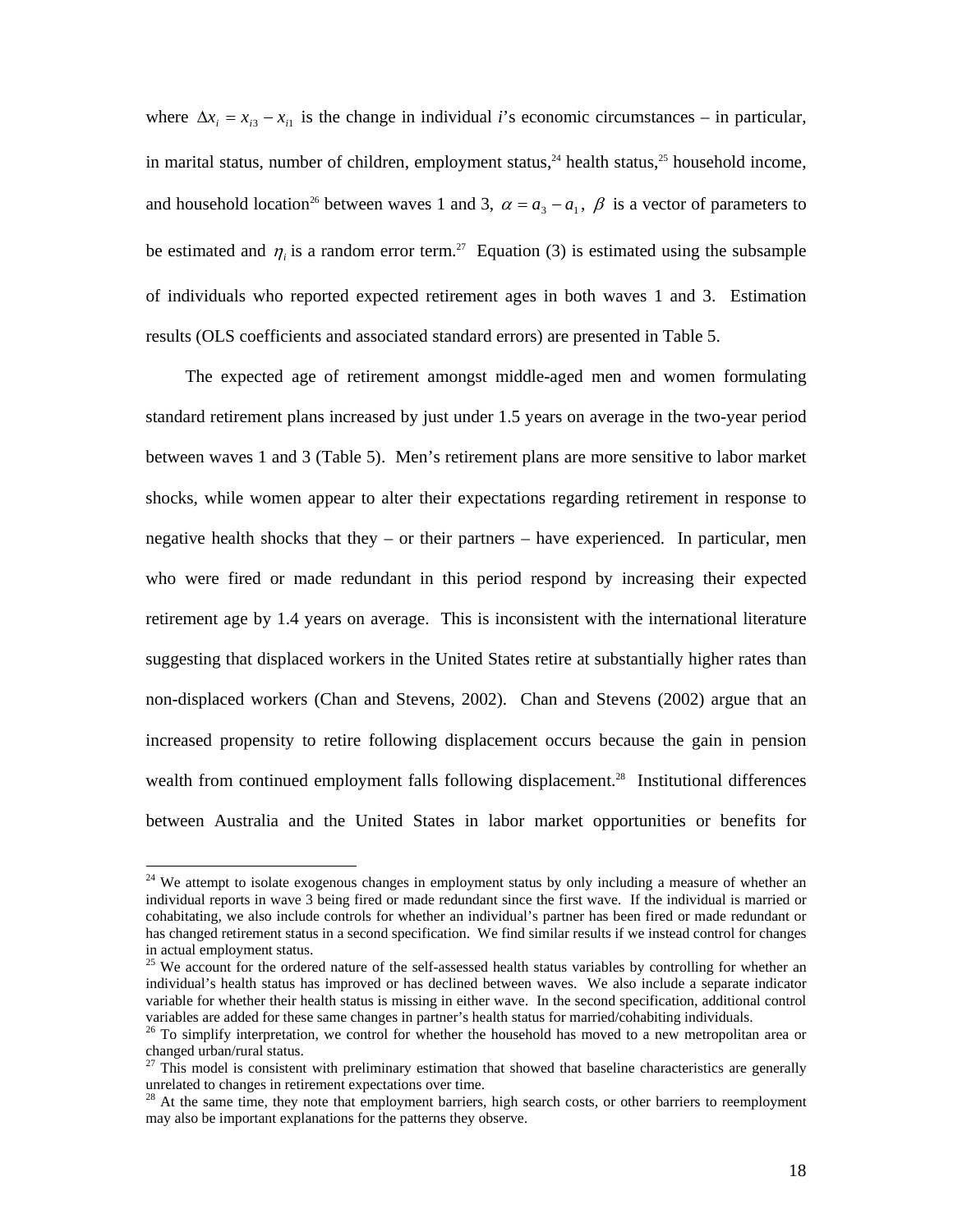where $\Delta x_i = x_{i3} - x_{i1}$ is the change in individual *i*'s economic circumstances – in particular, in marital status, number of children, employment status,[24] health status,[25] household income, and household location[26] between waves 1 and 3, $\alpha = a_3 - a_1$, $\beta$ is a vector of parameters to be estimated and $\eta_i$ is a random error term.[27] Equation (3) is estimated using the subsample of individuals who reported expected retirement ages in both waves 1 and 3. Estimation results (OLS coefficients and associated standard errors) are presented in Table 5.

The expected age of retirement amongst middle-aged men and women formulating standard retirement plans increased by just under 1.5 years on average in the two-year period between waves 1 and 3 (Table 5). Men's retirement plans are more sensitive to labor market shocks, while women appear to alter their expectations regarding retirement in response to negative health shocks that they – or their partners – have experienced. In particular, men who were fired or made redundant in this period respond by increasing their expected retirement age by 1.4 years on average. This is inconsistent with the international literature suggesting that displaced workers in the United States retire at substantially higher rates than non-displaced workers (Chan and Stevens, 2002). Chan and Stevens (2002) argue that an increased propensity to retire following displacement occurs because the gain in pension wealth from continued employment falls following displacement.[28] Institutional differences between Australia and the United States in labor market opportunities or benefits for

---

[24] We attempt to isolate exogenous changes in employment status by only including a measure of whether an individual reports in wave 3 being fired or made redundant since the first wave. If the individual is married or cohabitating, we also include controls for whether an individual's partner has been fired or made redundant or has changed retirement status in a second specification. We find similar results if we instead control for changes in actual employment status.

[25] We account for the ordered nature of the self-assessed health status variables by controlling for whether an individual's health status has improved or has declined between waves. We also include a separate indicator variable for whether their health status is missing in either wave. In the second specification, additional control variables are added for these same changes in partner's health status for married/cohabitating individuals.

[26] To simplify interpretation, we control for whether the household has moved to a new metropolitan area or changed urban/rural status.

[27] This model is consistent with preliminary estimation that showed that baseline characteristics are generally unrelated to changes in retirement expectations over time.

[28] At the same time, they note that employment barriers, high search costs, or other barriers to reemployment may also be important explanations for the patterns they observe.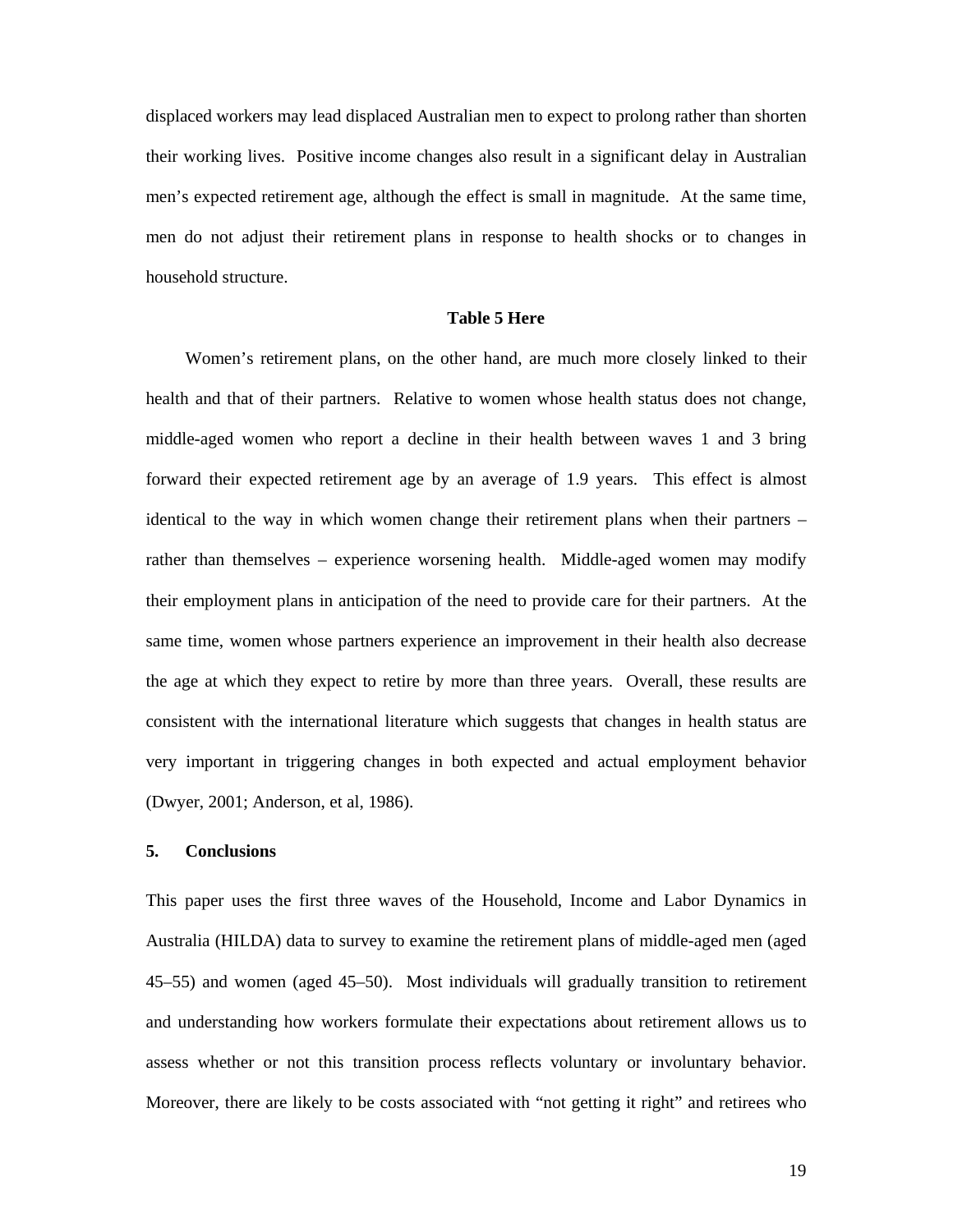displaced workers may lead displaced Australian men to expect to prolong rather than shorten their working lives. Positive income changes also result in a significant delay in Australian men's expected retirement age, although the effect is small in magnitude. At the same time, men do not adjust their retirement plans in response to health shocks or to changes in household structure.

**Table 5 Here**

Women's retirement plans, on the other hand, are much more closely linked to their health and that of their partners. Relative to women whose health status does not change, middle-aged women who report a decline in their health between waves 1 and 3 bring forward their expected retirement age by an average of 1.9 years. This effect is almost identical to the way in which women change their retirement plans when their partners – rather than themselves – experience worsening health. Middle-aged women may modify their employment plans in anticipation of the need to provide care for their partners. At the same time, women whose partners experience an improvement in their health also decrease the age at which they expect to retire by more than three years. Overall, these results are consistent with the international literature which suggests that changes in health status are very important in triggering changes in both expected and actual employment behavior (Dwyer, 2001; Anderson, et al, 1986).

## 5. Conclusions

This paper uses the first three waves of the Household, Income and Labor Dynamics in Australia (HILDA) data to survey to examine the retirement plans of middle-aged men (aged 45–55) and women (aged 45–50). Most individuals will gradually transition to retirement and understanding how workers formulate their expectations about retirement allows us to assess whether or not this transition process reflects voluntary or involuntary behavior. Moreover, there are likely to be costs associated with "not getting it right" and retirees who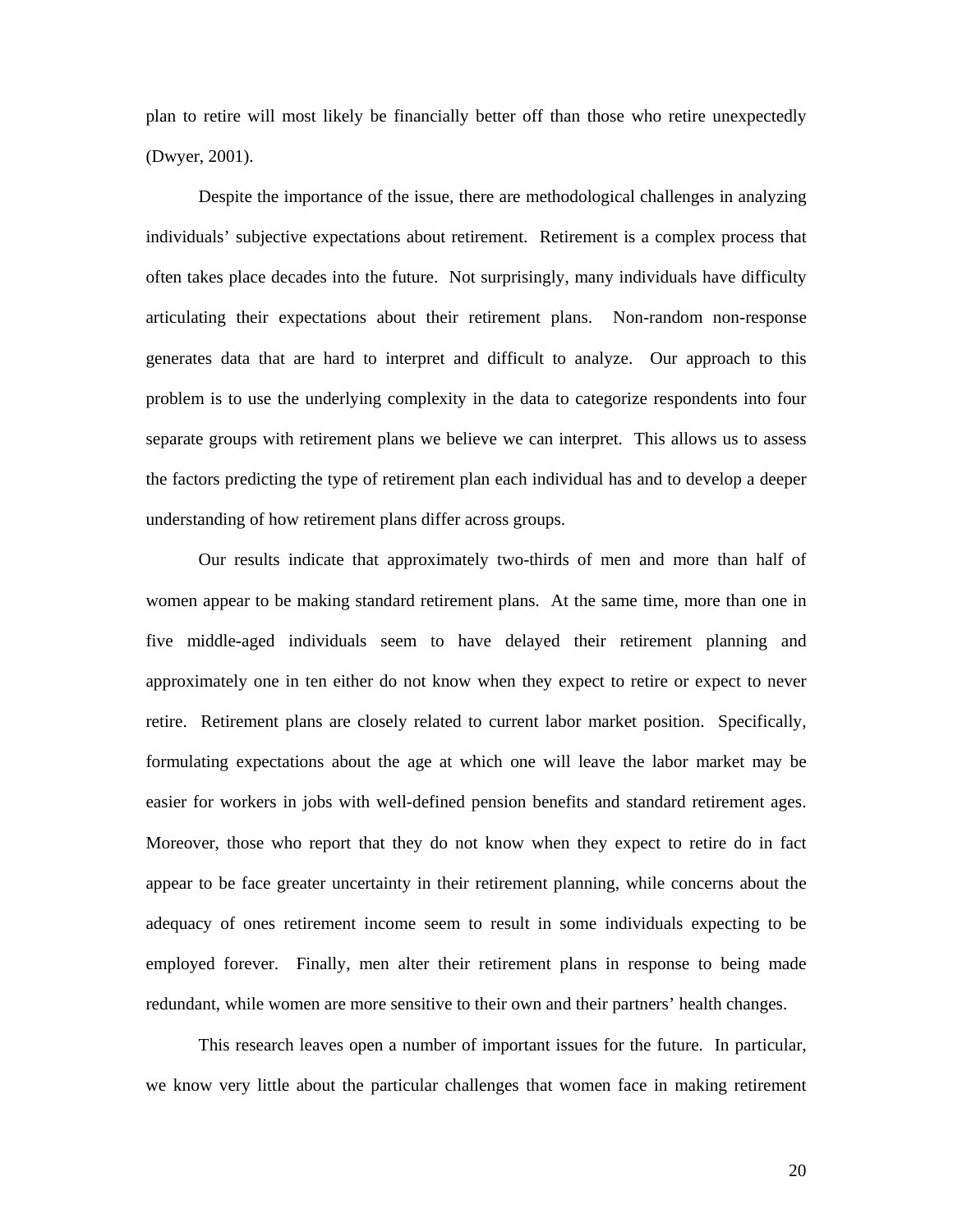plan to retire will most likely be financially better off than those who retire unexpectedly (Dwyer, 2001).

Despite the importance of the issue, there are methodological challenges in analyzing individuals' subjective expectations about retirement. Retirement is a complex process that often takes place decades into the future. Not surprisingly, many individuals have difficulty articulating their expectations about their retirement plans. Non-random non-response generates data that are hard to interpret and difficult to analyze. Our approach to this problem is to use the underlying complexity in the data to categorize respondents into four separate groups with retirement plans we believe we can interpret. This allows us to assess the factors predicting the type of retirement plan each individual has and to develop a deeper understanding of how retirement plans differ across groups.

Our results indicate that approximately two-thirds of men and more than half of women appear to be making standard retirement plans. At the same time, more than one in five middle-aged individuals seem to have delayed their retirement planning and approximately one in ten either do not know when they expect to retire or expect to never retire. Retirement plans are closely related to current labor market position. Specifically, formulating expectations about the age at which one will leave the labor market may be easier for workers in jobs with well-defined pension benefits and standard retirement ages. Moreover, those who report that they do not know when they expect to retire do in fact appear to be face greater uncertainty in their retirement planning, while concerns about the adequacy of ones retirement income seem to result in some individuals expecting to be employed forever. Finally, men alter their retirement plans in response to being made redundant, while women are more sensitive to their own and their partners' health changes.

This research leaves open a number of important issues for the future. In particular, we know very little about the particular challenges that women face in making retirement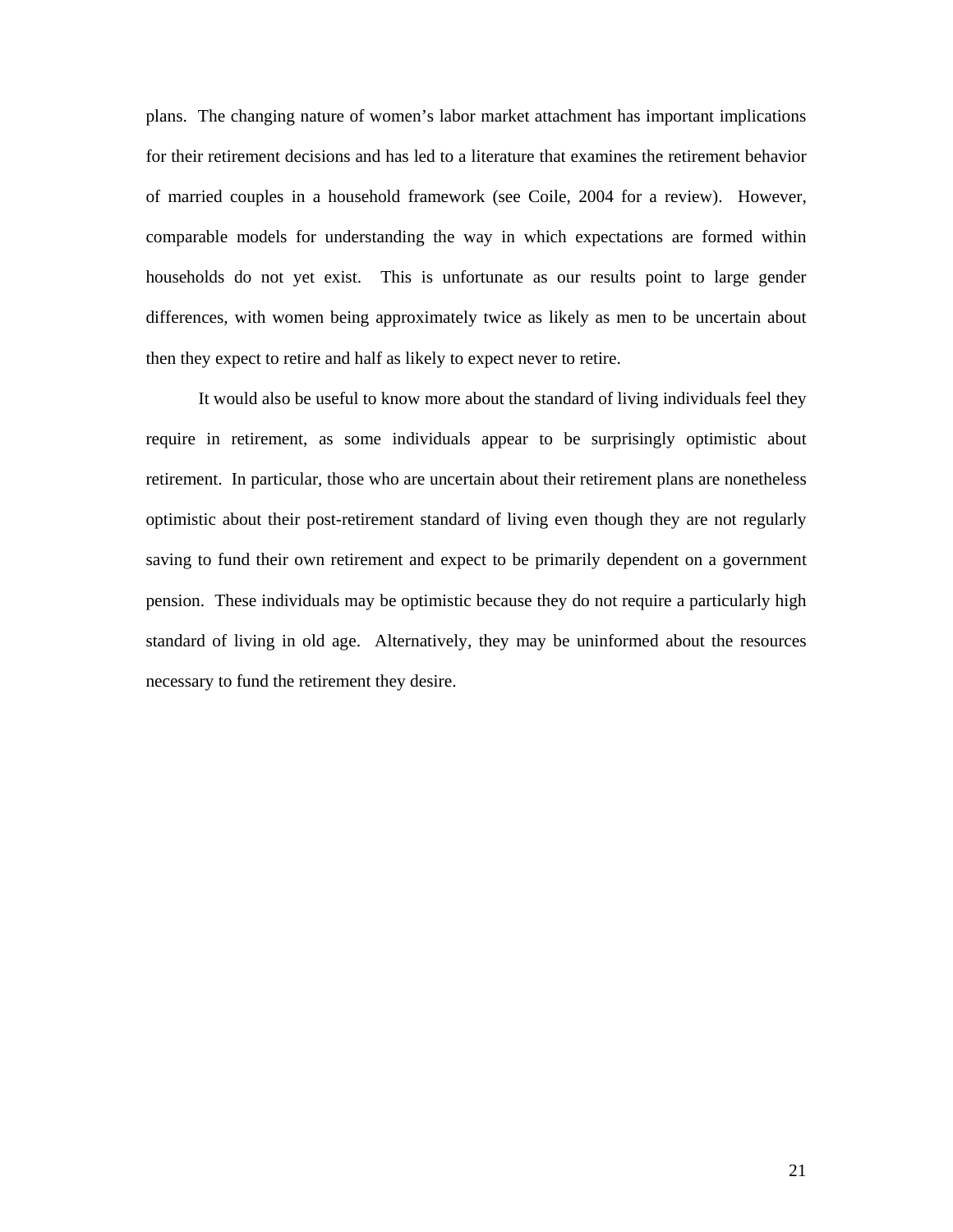plans. The changing nature of women's labor market attachment has important implications for their retirement decisions and has led to a literature that examines the retirement behavior of married couples in a household framework (see Coile, 2004 for a review). However, comparable models for understanding the way in which expectations are formed within households do not yet exist. This is unfortunate as our results point to large gender differences, with women being approximately twice as likely as men to be uncertain about then they expect to retire and half as likely to expect never to retire.

It would also be useful to know more about the standard of living individuals feel they require in retirement, as some individuals appear to be surprisingly optimistic about retirement. In particular, those who are uncertain about their retirement plans are nonetheless optimistic about their post-retirement standard of living even though they are not regularly saving to fund their own retirement and expect to be primarily dependent on a government pension. These individuals may be optimistic because they do not require a particularly high standard of living in old age. Alternatively, they may be uninformed about the resources necessary to fund the retirement they desire.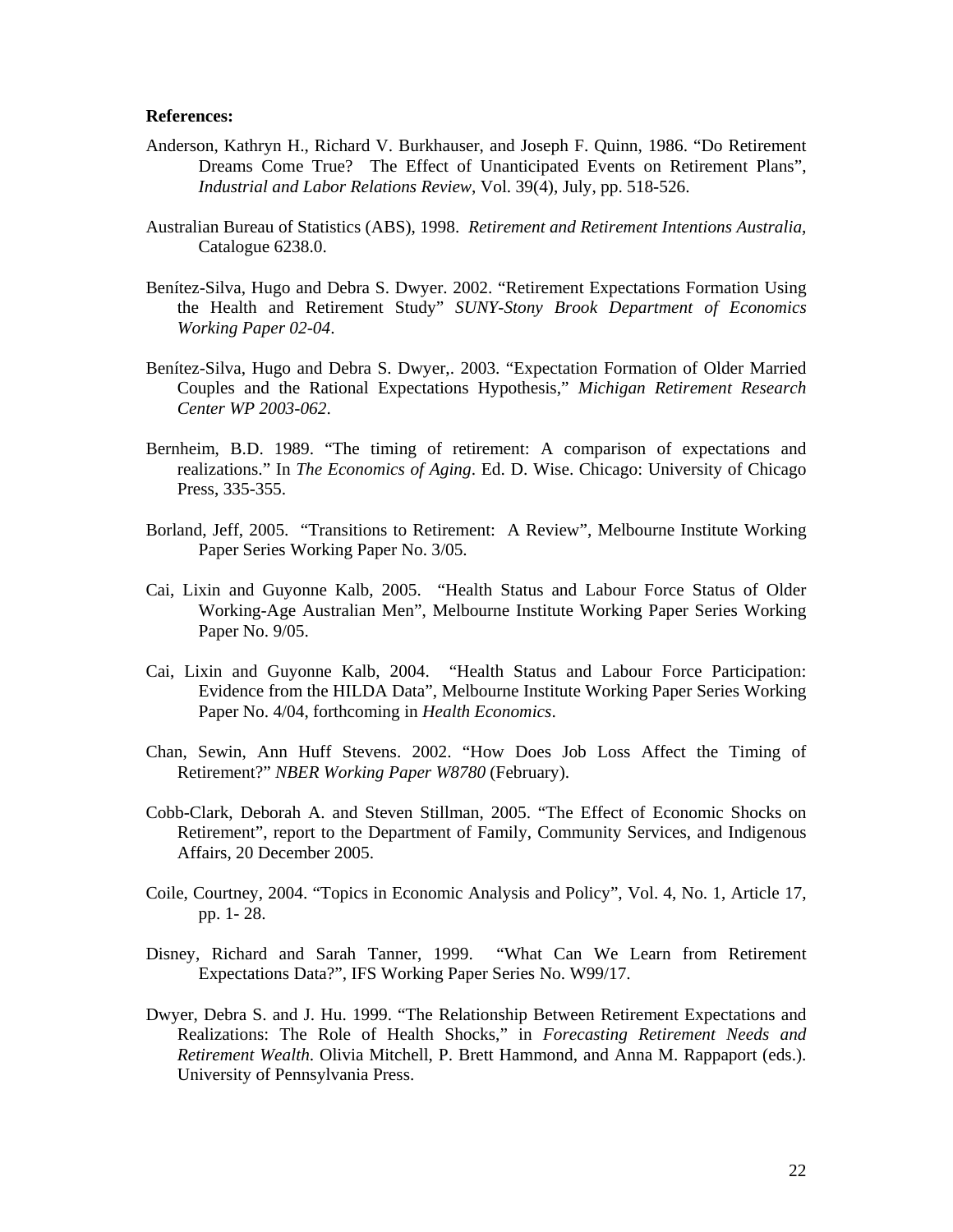**References:**

Anderson, Kathryn H., Richard V. Burkhauser, and Joseph F. Quinn, 1986. "Do Retirement Dreams Come True? The Effect of Unanticipated Events on Retirement Plans", *Industrial and Labor Relations Review*, Vol. 39(4), July, pp. 518-526.

Australian Bureau of Statistics (ABS), 1998. *Retirement and Retirement Intentions Australia*, Catalogue 6238.0.

Benítez-Silva, Hugo and Debra S. Dwyer. 2002. "Retirement Expectations Formation Using the Health and Retirement Study" *SUNY-Stony Brook Department of Economics Working Paper 02-04*.

Benítez-Silva, Hugo and Debra S. Dwyer,. 2003. "Expectation Formation of Older Married Couples and the Rational Expectations Hypothesis," *Michigan Retirement Research Center WP 2003-062*.

Bernheim, B.D. 1989. "The timing of retirement: A comparison of expectations and realizations." In *The Economics of Aging*. Ed. D. Wise. Chicago: University of Chicago Press, 335-355.

Borland, Jeff, 2005. "Transitions to Retirement: A Review", Melbourne Institute Working Paper Series Working Paper No. 3/05.

Cai, Lixin and Guyonne Kalb, 2005. "Health Status and Labour Force Status of Older Working-Age Australian Men", Melbourne Institute Working Paper Series Working Paper No. 9/05.

Cai, Lixin and Guyonne Kalb, 2004. "Health Status and Labour Force Participation: Evidence from the HILDA Data", Melbourne Institute Working Paper Series Working Paper No. 4/04, forthcoming in *Health Economics*.

Chan, Sewin, Ann Huff Stevens. 2002. "How Does Job Loss Affect the Timing of Retirement?" *NBER Working Paper W8780* (February).

Cobb-Clark, Deborah A. and Steven Stillman, 2005. "The Effect of Economic Shocks on Retirement", report to the Department of Family, Community Services, and Indigenous Affairs, 20 December 2005.

Coile, Courtney, 2004. "Topics in Economic Analysis and Policy", Vol. 4, No. 1, Article 17, pp. 1- 28.

Disney, Richard and Sarah Tanner, 1999. "What Can We Learn from Retirement Expectations Data?", IFS Working Paper Series No. W99/17.

Dwyer, Debra S. and J. Hu. 1999. "The Relationship Between Retirement Expectations and Realizations: The Role of Health Shocks," in *Forecasting Retirement Needs and Retirement Wealth*. Olivia Mitchell, P. Brett Hammond, and Anna M. Rappaport (eds.). University of Pennsylvania Press.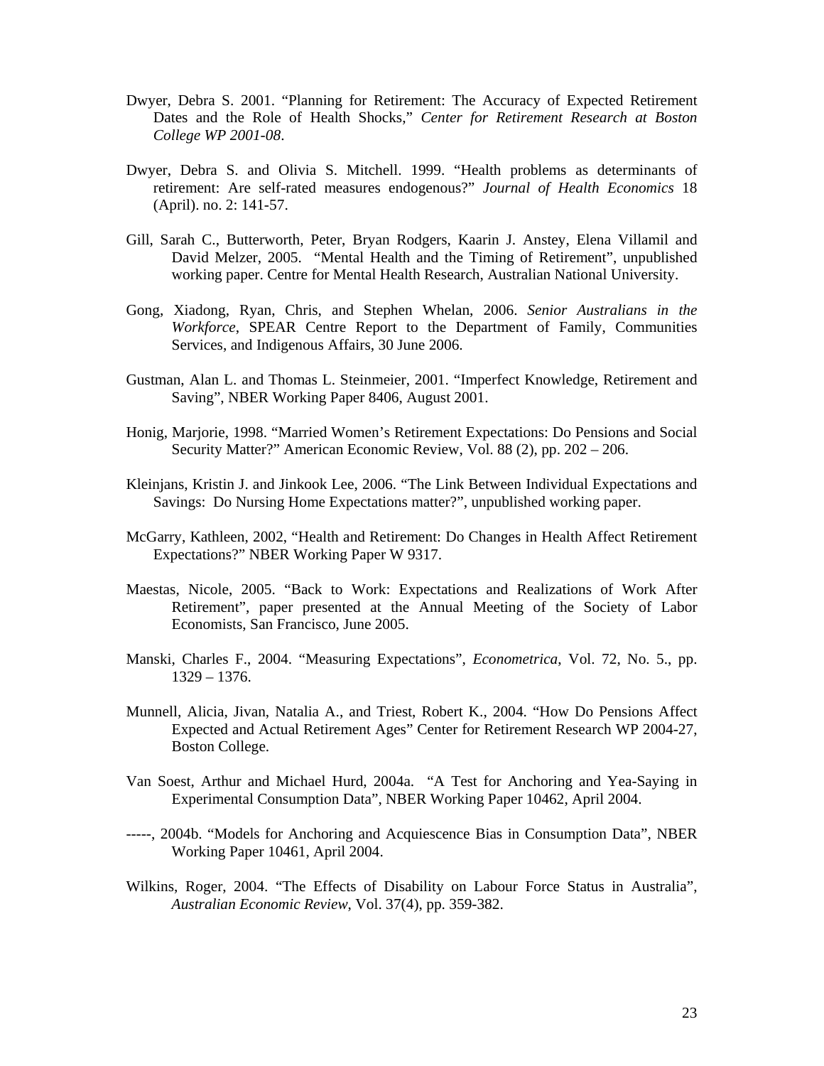Dwyer, Debra S. 2001. "Planning for Retirement: The Accuracy of Expected Retirement Dates and the Role of Health Shocks," *Center for Retirement Research at Boston College WP 2001-08*.

Dwyer, Debra S. and Olivia S. Mitchell. 1999. "Health problems as determinants of retirement: Are self-rated measures endogenous?" *Journal of Health Economics* 18 (April). no. 2: 141-57.

Gill, Sarah C., Butterworth, Peter, Bryan Rodgers, Kaarin J. Anstey, Elena Villamil and David Melzer, 2005. "Mental Health and the Timing of Retirement", unpublished working paper. Centre for Mental Health Research, Australian National University.

Gong, Xiadong, Ryan, Chris, and Stephen Whelan, 2006. *Senior Australians in the Workforce*, SPEAR Centre Report to the Department of Family, Communities Services, and Indigenous Affairs, 30 June 2006.

Gustman, Alan L. and Thomas L. Steinmeier, 2001. "Imperfect Knowledge, Retirement and Saving", NBER Working Paper 8406, August 2001.

Honig, Marjorie, 1998. "Married Women's Retirement Expectations: Do Pensions and Social Security Matter?" American Economic Review, Vol. 88 (2), pp. 202 – 206.

Kleinjans, Kristin J. and Jinkook Lee, 2006. "The Link Between Individual Expectations and Savings: Do Nursing Home Expectations matter?", unpublished working paper.

McGarry, Kathleen, 2002, "Health and Retirement: Do Changes in Health Affect Retirement Expectations?" NBER Working Paper W 9317.

Maestas, Nicole, 2005. "Back to Work: Expectations and Realizations of Work After Retirement", paper presented at the Annual Meeting of the Society of Labor Economists, San Francisco, June 2005.

Manski, Charles F., 2004. "Measuring Expectations", *Econometrica*, Vol. 72, No. 5., pp. 1329 – 1376.

Munnell, Alicia, Jivan, Natalia A., and Triest, Robert K., 2004. "How Do Pensions Affect Expected and Actual Retirement Ages" Center for Retirement Research WP 2004-27, Boston College.

Van Soest, Arthur and Michael Hurd, 2004a. "A Test for Anchoring and Yea-Saying in Experimental Consumption Data", NBER Working Paper 10462, April 2004.

-----, 2004b. "Models for Anchoring and Acquiescence Bias in Consumption Data", NBER Working Paper 10461, April 2004.

Wilkins, Roger, 2004. "The Effects of Disability on Labour Force Status in Australia", *Australian Economic Review*, Vol. 37(4), pp. 359-382.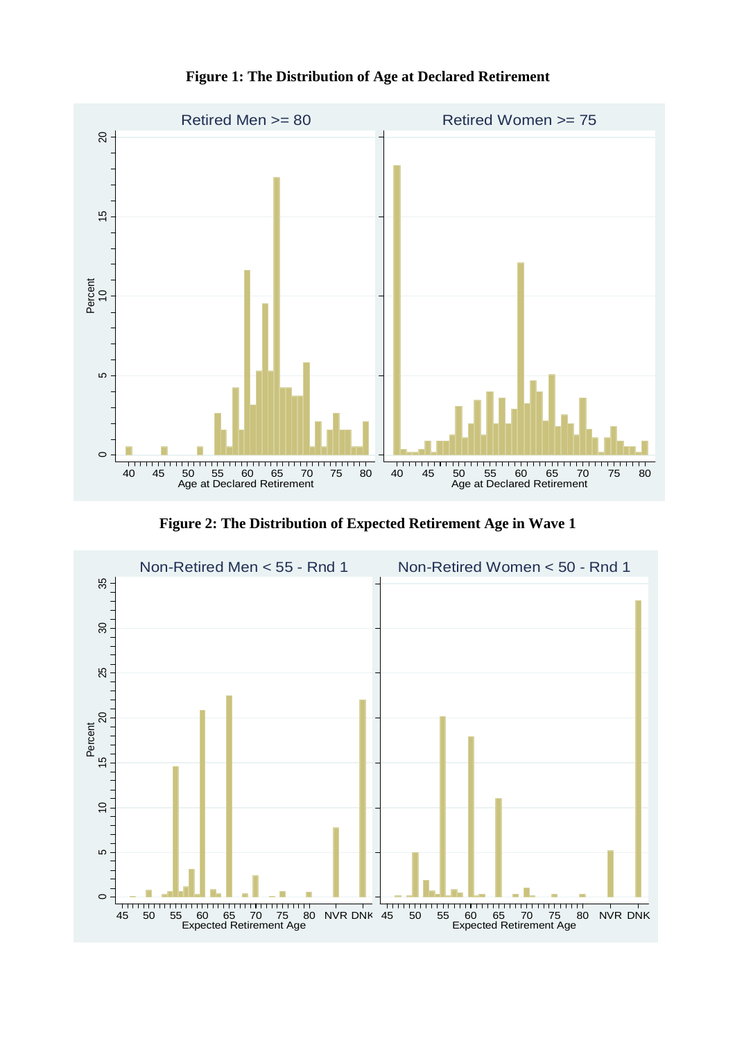**Figure 1: The Distribution of Age at Declared Retirement**

**Figure 2: The Distribution of Expected Retirement Age in Wave 1**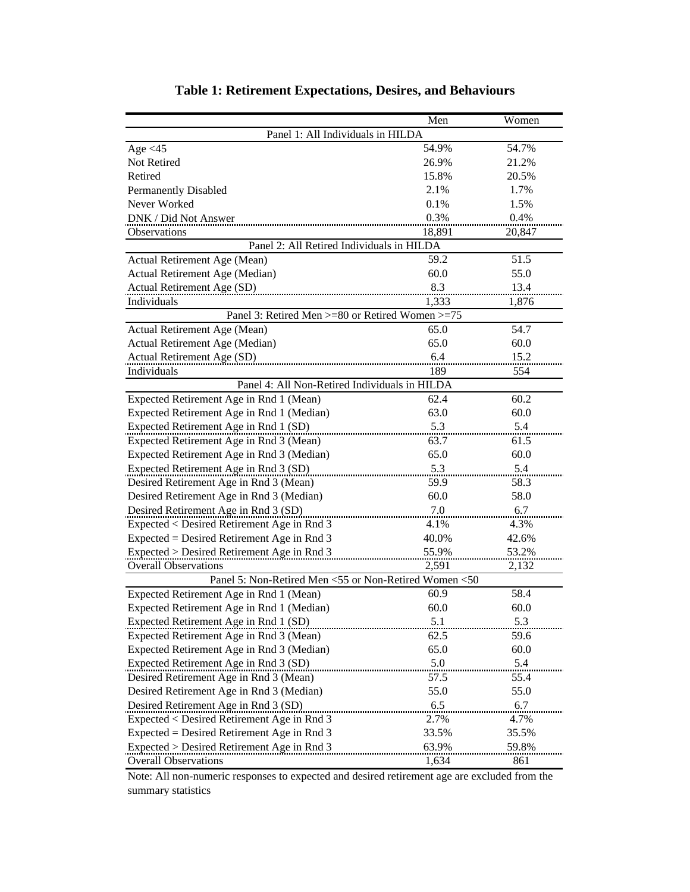**Table 1: Retirement Expectations, Desires, and Behaviours**

| | Men | Women |
|---|---|---|
| **Panel 1: All Individuals in HILDA** | | |
| Age <45 | 54.9% | 54.7% |
| Not Retired | 26.9% | 21.2% |
| Retired | 15.8% | 20.5% |
| Permanently Disabled | 2.1% | 1.7% |
| Never Worked | 0.1% | 1.5% |
| DNK / Did Not Answer | 0.3% | 0.4% |
| Observations | 18,891 | 20,847 |
| **Panel 2: All Retired Individuals in HILDA** | | |
| Actual Retirement Age (Mean) | 59.2 | 51.5 |
| Actual Retirement Age (Median) | 60.0 | 55.0 |
| Actual Retirement Age (SD) | 8.3 | 13.4 |
| Individuals | 1,333 | 1,876 |
| **Panel 3: Retired Men >=80 or Retired Women >=75** | | |
| Actual Retirement Age (Mean) | 65.0 | 54.7 |
| Actual Retirement Age (Median) | 65.0 | 60.0 |
| Actual Retirement Age (SD) | 6.4 | 15.2 |
| Individuals | 189 | 554 |
| **Panel 4: All Non-Retired Individuals in HILDA** | | |
| Expected Retirement Age in Rnd 1 (Mean) | 62.4 | 60.2 |
| Expected Retirement Age in Rnd 1 (Median) | 63.0 | 60.0 |
| Expected Retirement Age in Rnd 1 (SD) | 5.3 | 5.4 |
| Expected Retirement Age in Rnd 3 (Mean) | 63.7 | 61.5 |
| Expected Retirement Age in Rnd 3 (Median) | 65.0 | 60.0 |
| Expected Retirement Age in Rnd 3 (SD) | 5.3 | 5.4 |
| Desired Retirement Age in Rnd 3 (Mean) | 59.9 | 58.3 |
| Desired Retirement Age in Rnd 3 (Median) | 60.0 | 58.0 |
| Desired Retirement Age in Rnd 3 (SD) | 7.0 | 6.7 |
| Expected < Desired Retirement Age in Rnd 3 | 4.1% | 4.3% |
| Expected = Desired Retirement Age in Rnd 3 | 40.0% | 42.6% |
| Expected > Desired Retirement Age in Rnd 3 | 55.9% | 53.2% |
| Overall Observations | 2,591 | 2,132 |
| **Panel 5: Non-Retired Men <55 or Non-Retired Women <50** | | |
| Expected Retirement Age in Rnd 1 (Mean) | 60.9 | 58.4 |
| Expected Retirement Age in Rnd 1 (Median) | 60.0 | 60.0 |
| Expected Retirement Age in Rnd 1 (SD) | 5.1 | 5.3 |
| Expected Retirement Age in Rnd 3 (Mean) | 62.5 | 59.6 |
| Expected Retirement Age in Rnd 3 (Median) | 65.0 | 60.0 |
| Expected Retirement Age in Rnd 3 (SD) | 5.0 | 5.4 |
| Desired Retirement Age in Rnd 3 (Mean) | 57.5 | 55.4 |
| Desired Retirement Age in Rnd 3 (Median) | 55.0 | 55.0 |
| Desired Retirement Age in Rnd 3 (SD) | 6.5 | 6.7 |
| Expected < Desired Retirement Age in Rnd 3 | 2.7% | 4.7% |
| Expected = Desired Retirement Age in Rnd 3 | 33.5% | 35.5% |
| Expected > Desired Retirement Age in Rnd 3 | 63.9% | 59.8% |
| Overall Observations | 1,634 | 861 |

Note: All non-numeric responses to expected and desired retirement age are excluded from the summary statistics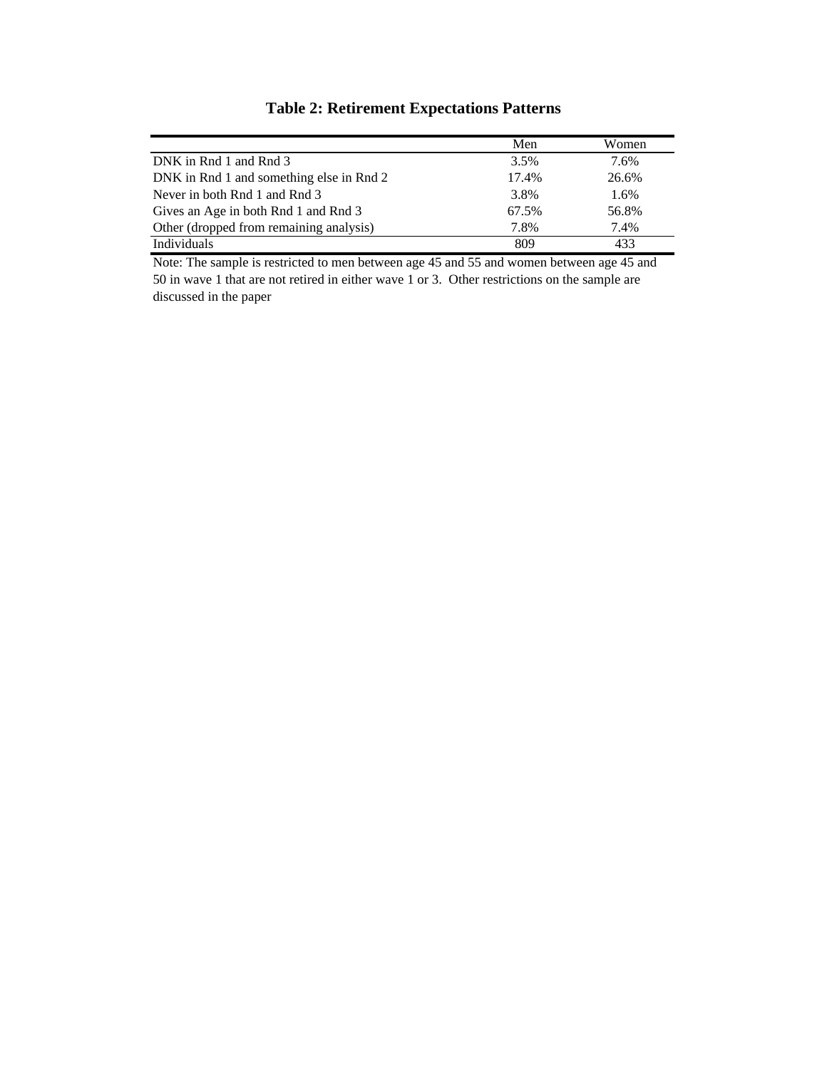# Table 2: Retirement Expectations Patterns

| | Men | Women |
|---|---|---|
| DNK in Rnd 1 and Rnd 3 | 3.5% | 7.6% |
| DNK in Rnd 1 and something else in Rnd 2 | 17.4% | 26.6% |
| Never in both Rnd 1 and Rnd 3 | 3.8% | 1.6% |
| Gives an Age in both Rnd 1 and Rnd 3 | 67.5% | 56.8% |
| Other (dropped from remaining analysis) | 7.8% | 7.4% |
| Individuals | 809 | 433 |

Note: The sample is restricted to men between age 45 and 55 and women between age 45 and 50 in wave 1 that are not retired in either wave 1 or 3. Other restrictions on the sample are discussed in the paper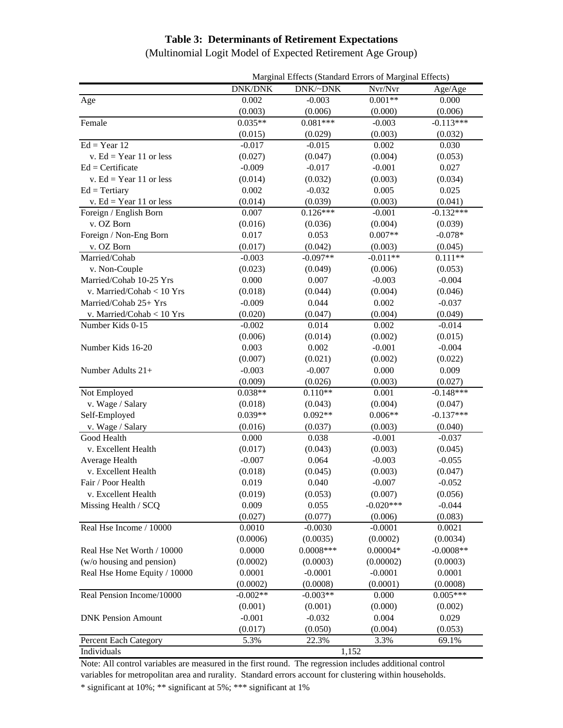**Table 3: Determinants of Retirement Expectations**

(Multinomial Logit Model of Expected Retirement Age Group)

| | Marginal Effects (Standard Errors of Marginal Effects) | | | |
|---|---|---|---|---|
| | DNK/DNK | DNK/~DNK | Nvr/Nvr | Age/Age |
| Age | 0.002 | -0.003 | 0.001** | 0.000 |
| | (0.003) | (0.006) | (0.000) | (0.006) |
| Female | 0.035** | 0.081*** | -0.003 | -0.113*** |
| | (0.015) | (0.029) | (0.003) | (0.032) |
| Ed = Year 12 | -0.017 | -0.015 | 0.002 | 0.030 |
| v. Ed = Year 11 or less | (0.027) | (0.047) | (0.004) | (0.053) |
| Ed = Certificate | -0.009 | -0.017 | -0.001 | 0.027 |
| v. Ed = Year 11 or less | (0.014) | (0.032) | (0.003) | (0.034) |
| Ed = Tertiary | 0.002 | -0.032 | 0.005 | 0.025 |
| v. Ed = Year 11 or less | (0.014) | (0.039) | (0.003) | (0.041) |
| Foreign / English Born | 0.007 | 0.126*** | -0.001 | -0.132*** |
| v. OZ Born | (0.016) | (0.036) | (0.004) | (0.039) |
| Foreign / Non-Eng Born | 0.017 | 0.053 | 0.007** | -0.078* |
| v. OZ Born | (0.017) | (0.042) | (0.003) | (0.045) |
| Married/Cohab | -0.003 | -0.097** | -0.011** | 0.111** |
| v. Non-Couple | (0.023) | (0.049) | (0.006) | (0.053) |
| Married/Cohab 10-25 Yrs | 0.000 | 0.007 | -0.003 | -0.004 |
| v. Married/Cohab < 10 Yrs | (0.018) | (0.044) | (0.004) | (0.046) |
| Married/Cohab 25+ Yrs | -0.009 | 0.044 | 0.002 | -0.037 |
| v. Married/Cohab < 10 Yrs | (0.020) | (0.047) | (0.004) | (0.049) |
| Number Kids 0-15 | -0.002 | 0.014 | 0.002 | -0.014 |
| | (0.006) | (0.014) | (0.002) | (0.015) |
| Number Kids 16-20 | 0.003 | 0.002 | -0.001 | -0.004 |
| | (0.007) | (0.021) | (0.002) | (0.022) |
| Number Adults 21+ | -0.003 | -0.007 | 0.000 | 0.009 |
| | (0.009) | (0.026) | (0.003) | (0.027) |
| Not Employed | 0.038** | 0.110** | 0.001 | -0.148*** |
| v. Wage / Salary | (0.018) | (0.043) | (0.004) | (0.047) |
| Self-Employed | 0.039** | 0.092** | 0.006** | -0.137*** |
| v. Wage / Salary | (0.016) | (0.037) | (0.003) | (0.040) |
| Good Health | 0.000 | 0.038 | -0.001 | -0.037 |
| v. Excellent Health | (0.017) | (0.043) | (0.003) | (0.045) |
| Average Health | -0.007 | 0.064 | -0.003 | -0.055 |
| v. Excellent Health | (0.018) | (0.045) | (0.003) | (0.047) |
| Fair / Poor Health | 0.019 | 0.040 | -0.007 | -0.052 |
| v. Excellent Health | (0.019) | (0.053) | (0.007) | (0.056) |
| Missing Health / SCQ | 0.009 | 0.055 | -0.020*** | -0.044 |
| | (0.027) | (0.077) | (0.006) | (0.083) |
| Real Hse Income / 10000 | 0.0010 | -0.0030 | -0.0001 | 0.0021 |
| | (0.0006) | (0.0035) | (0.0002) | (0.0034) |
| Real Hse Net Worth / 10000 | 0.0000 | 0.0008*** | 0.00004* | -0.0008** |
| (w/o housing and pension) | (0.0002) | (0.0003) | (0.00002) | (0.0003) |
| Real Hse Home Equity / 10000 | 0.0001 | -0.0001 | -0.0001 | 0.0001 |
| | (0.0002) | (0.0008) | (0.0001) | (0.0008) |
| Real Pension Income/10000 | -0.002** | -0.003** | 0.000 | 0.005*** |
| | (0.001) | (0.001) | (0.000) | (0.002) |
| DNK Pension Amount | -0.001 | -0.032 | 0.004 | 0.029 |
| | (0.017) | (0.050) | (0.004) | (0.053) |
| Percent Each Category | 5.3% | 22.3% | 3.3% | 69.1% |
| Individuals | | 1,152 | | |

Note: All control variables are measured in the first round. The regression includes additional control variables for metropolitan area and rurality. Standard errors account for clustering within households.

* significant at 10%; ** significant at 5%; *** significant at 1%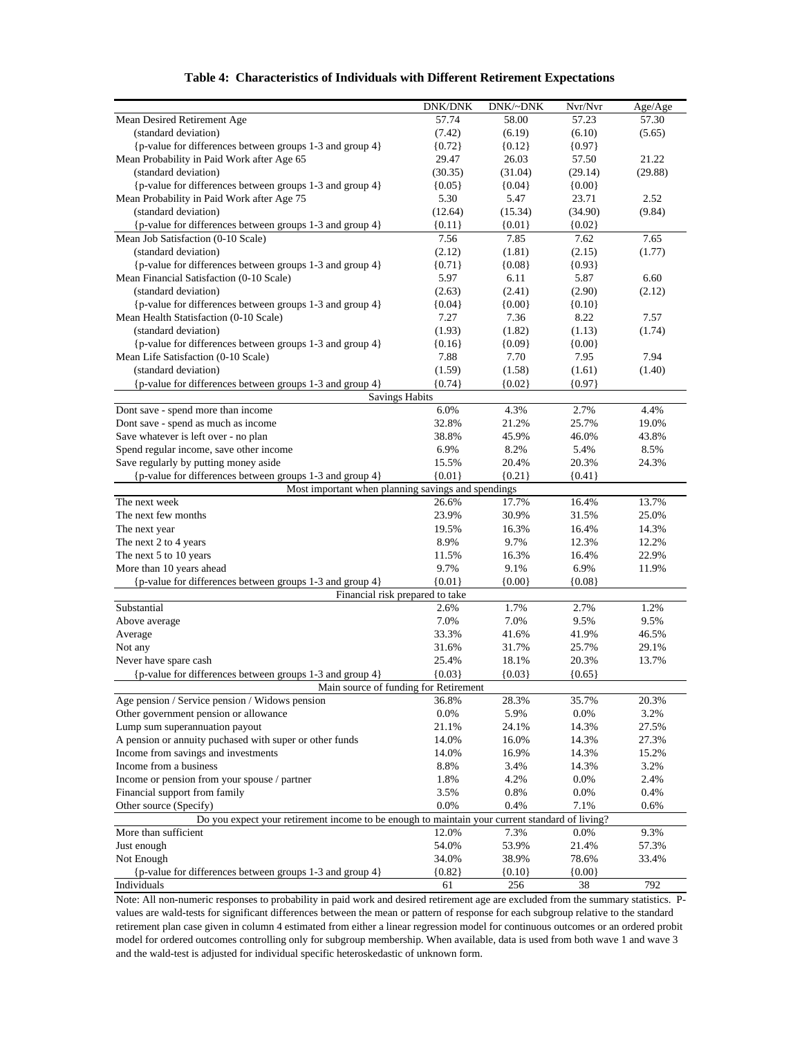**Table 4: Characteristics of Individuals with Different Retirement Expectations**

| | DNK/DNK | DNK/~DNK | Nvr/Nvr | Age/Age |
|---|---|---|---|---|
| Mean Desired Retirement Age | 57.74 | 58.00 | 57.23 | 57.30 |
| (standard deviation) | (7.42) | (6.19) | (6.10) | (5.65) |
| {p-value for differences between groups 1-3 and group 4} | {0.72} | {0.12} | {0.97} | |
| Mean Probability in Paid Work after Age 65 | 29.47 | 26.03 | 57.50 | 21.22 |
| (standard deviation) | (30.35) | (31.04) | (29.14) | (29.88) |
| {p-value for differences between groups 1-3 and group 4} | {0.05} | {0.04} | {0.00} | |
| Mean Probability in Paid Work after Age 75 | 5.30 | 5.47 | 23.71 | 2.52 |
| (standard deviation) | (12.64) | (15.34) | (34.90) | (9.84) |
| {p-value for differences between groups 1-3 and group 4} | {0.11} | {0.01} | {0.02} | |
| Mean Job Satisfaction (0-10 Scale) | 7.56 | 7.85 | 7.62 | 7.65 |
| (standard deviation) | (2.12) | (1.81) | (2.15) | (1.77) |
| {p-value for differences between groups 1-3 and group 4} | {0.71} | {0.08} | {0.93} | |
| Mean Financial Satisfaction (0-10 Scale) | 5.97 | 6.11 | 5.87 | 6.60 |
| (standard deviation) | (2.63) | (2.41) | (2.90) | (2.12) |
| {p-value for differences between groups 1-3 and group 4} | {0.04} | {0.00} | {0.10} | |
| Mean Health Statisfaction (0-10 Scale) | 7.27 | 7.36 | 8.22 | 7.57 |
| (standard deviation) | (1.93) | (1.82) | (1.13) | (1.74) |
| {p-value for differences between groups 1-3 and group 4} | {0.16} | {0.09} | {0.00} | |
| Mean Life Satisfaction (0-10 Scale) | 7.88 | 7.70 | 7.95 | 7.94 |
| (standard deviation) | (1.59) | (1.58) | (1.61) | (1.40) |
| {p-value for differences between groups 1-3 and group 4} | {0.74} | {0.02} | {0.97} | |
| **Savings Habits** | | | | |
| Dont save - spend more than income | 6.0% | 4.3% | 2.7% | 4.4% |
| Dont save - spend as much as income | 32.8% | 21.2% | 25.7% | 19.0% |
| Save whatever is left over - no plan | 38.8% | 45.9% | 46.0% | 43.8% |
| Spend regular income, save other income | 6.9% | 8.2% | 5.4% | 8.5% |
| Save regularly by putting money aside | 15.5% | 20.4% | 20.3% | 24.3% |
| {p-value for differences between groups 1-3 and group 4} | {0.01} | {0.21} | {0.41} | |
| **Most important when planning savings and spendings** | | | | |
| The next week | 26.6% | 17.7% | 16.4% | 13.7% |
| The next few months | 23.9% | 30.9% | 31.5% | 25.0% |
| The next year | 19.5% | 16.3% | 16.4% | 14.3% |
| The next 2 to 4 years | 8.9% | 9.7% | 12.3% | 12.2% |
| The next 5 to 10 years | 11.5% | 16.3% | 16.4% | 22.9% |
| More than 10 years ahead | 9.7% | 9.1% | 6.9% | 11.9% |
| {p-value for differences between groups 1-3 and group 4} | {0.01} | {0.00} | {0.08} | |
| **Financial risk prepared to take** | | | | |
| Substantial | 2.6% | 1.7% | 2.7% | 1.2% |
| Above average | 7.0% | 7.0% | 9.5% | 9.5% |
| Average | 33.3% | 41.6% | 41.9% | 46.5% |
| Not any | 31.6% | 31.7% | 25.7% | 29.1% |
| Never have spare cash | 25.4% | 18.1% | 20.3% | 13.7% |
| {p-value for differences between groups 1-3 and group 4} | {0.03} | {0.03} | {0.65} | |
| **Main source of funding for Retirement** | | | | |
| Age pension / Service pension / Widows pension | 36.8% | 28.3% | 35.7% | 20.3% |
| Other government pension or allowance | 0.0% | 5.9% | 0.0% | 3.2% |
| Lump sum superannuation payout | 21.1% | 24.1% | 14.3% | 27.5% |
| A pension or annuity puchased with super or other funds | 14.0% | 16.0% | 14.3% | 27.3% |
| Income from savings and investments | 14.0% | 16.9% | 14.3% | 15.2% |
| Income from a business | 8.8% | 3.4% | 14.3% | 3.2% |
| Income or pension from your spouse / partner | 1.8% | 4.2% | 0.0% | 2.4% |
| Financial support from family | 3.5% | 0.8% | 0.0% | 0.4% |
| Other source (Specify) | 0.0% | 0.4% | 7.1% | 0.6% |
| **Do you expect your retirement income to be enough to maintain your current standard of living?** | | | | |
| More than sufficient | 12.0% | 7.3% | 0.0% | 9.3% |
| Just enough | 54.0% | 53.9% | 21.4% | 57.3% |
| Not Enough | 34.0% | 38.9% | 78.6% | 33.4% |
| {p-value for differences between groups 1-3 and group 4} | {0.82} | {0.10} | {0.00} | |
| Individuals | 61 | 256 | 38 | 792 |

Note: All non-numeric responses to probability in paid work and desired retirement age are excluded from the summary statistics. P-values are wald-tests for significant differences between the mean or pattern of response for each subgroup relative to the standard retirement plan case given in column 4 estimated from either a linear regression model for continuous outcomes or an ordered probit model for ordered outcomes controlling only for subgroup membership. When available, data is used from both wave 1 and wave 3 and the wald-test is adjusted for individual specific heteroskedastic of unknown form.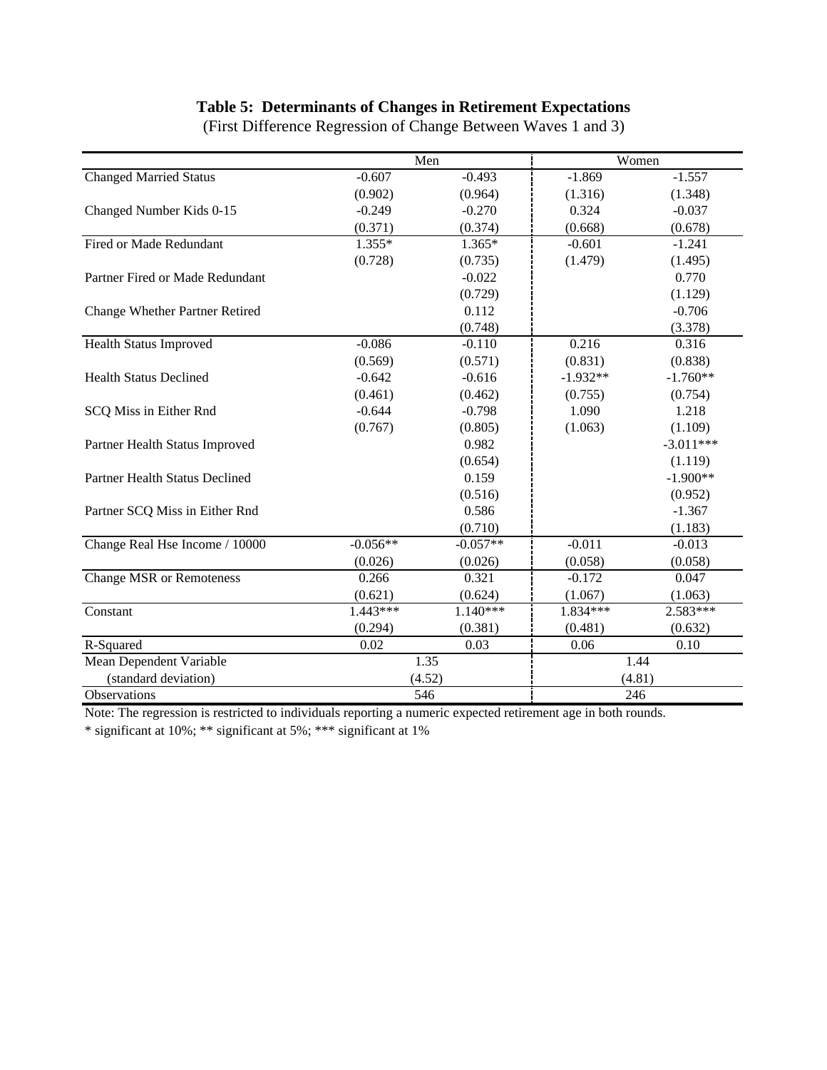**Table 5: Determinants of Changes in Retirement Expectations**

(First Difference Regression of Change Between Waves 1 and 3)

| | Men | | Women | |
|---|---|---|---|---|
| Changed Married Status | -0.607 | -0.493 | -1.869 | -1.557 |
| | (0.902) | (0.964) | (1.316) | (1.348) |
| Changed Number Kids 0-15 | -0.249 | -0.270 | 0.324 | -0.037 |
| | (0.371) | (0.374) | (0.668) | (0.678) |
| Fired or Made Redundant | 1.355* | 1.365* | -0.601 | -1.241 |
| | (0.728) | (0.735) | (1.479) | (1.495) |
| Partner Fired or Made Redundant | | -0.022 | | 0.770 |
| | | (0.729) | | (1.129) |
| Change Whether Partner Retired | | 0.112 | | -0.706 |
| | | (0.748) | | (3.378) |
| Health Status Improved | -0.086 | -0.110 | 0.216 | 0.316 |
| | (0.569) | (0.571) | (0.831) | (0.838) |
| Health Status Declined | -0.642 | -0.616 | -1.932** | -1.760** |
| | (0.461) | (0.462) | (0.755) | (0.754) |
| SCQ Miss in Either Rnd | -0.644 | -0.798 | 1.090 | 1.218 |
| | (0.767) | (0.805) | (1.063) | (1.109) |
| Partner Health Status Improved | | 0.982 | | -3.011*** |
| | | (0.654) | | (1.119) |
| Partner Health Status Declined | | 0.159 | | -1.900** |
| | | (0.516) | | (0.952) |
| Partner SCQ Miss in Either Rnd | | 0.586 | | -1.367 |
| | | (0.710) | | (1.183) |
| Change Real Hse Income / 10000 | -0.056** | -0.057** | -0.011 | -0.013 |
| | (0.026) | (0.026) | (0.058) | (0.058) |
| Change MSR or Remoteness | 0.266 | 0.321 | -0.172 | 0.047 |
| | (0.621) | (0.624) | (1.067) | (1.063) |
| Constant | 1.443*** | 1.140*** | 1.834*** | 2.583*** |
| | (0.294) | (0.381) | (0.481) | (0.632) |
| R-Squared | 0.02 | 0.03 | 0.06 | 0.10 |
| Mean Dependent Variable | 1.35 | | 1.44 | |
| (standard deviation) | (4.52) | | (4.81) | |
| Observations | 546 | | 246 | |

Note: The regression is restricted to individuals reporting a numeric expected retirement age in both rounds.

* significant at 10%; ** significant at 5%; *** significant at 1%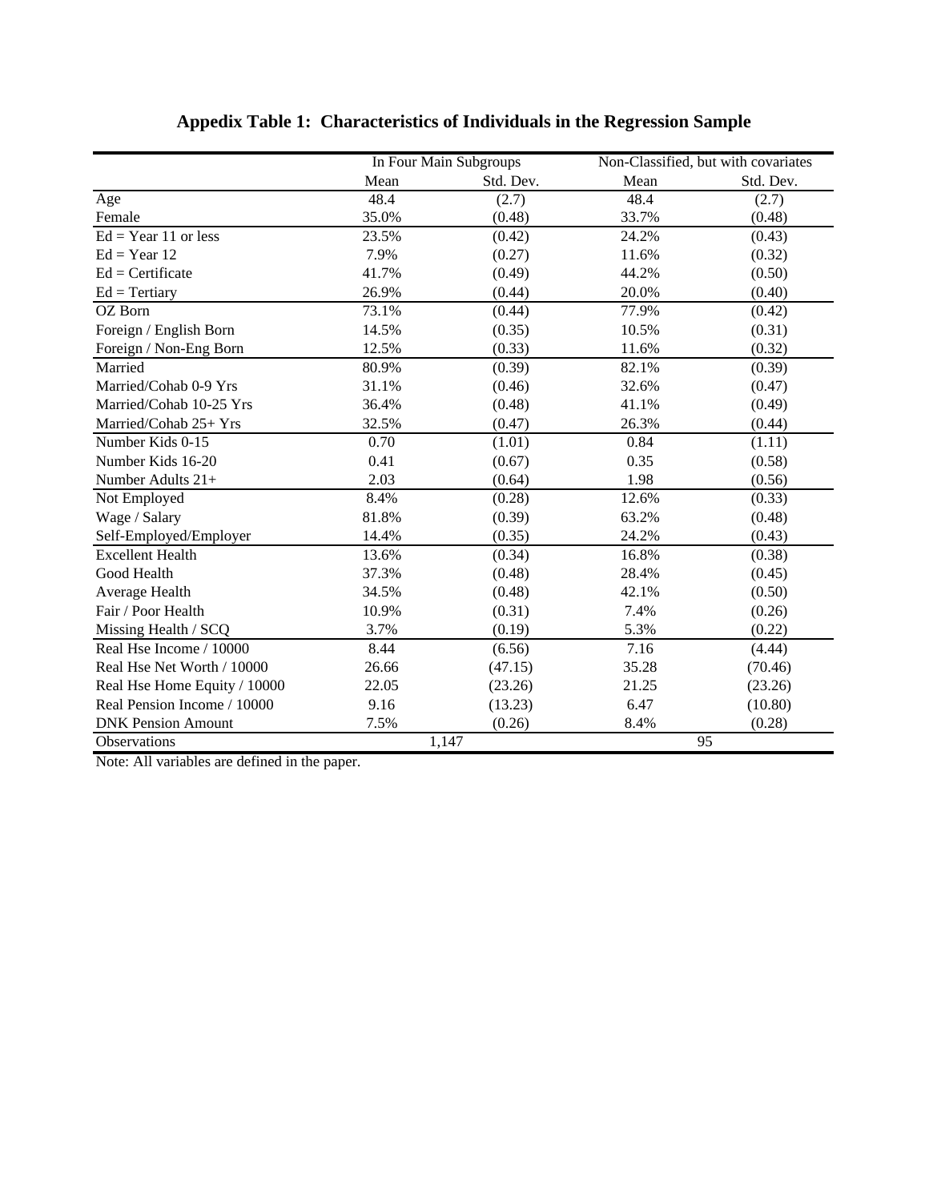## Appedix Table 1: Characteristics of Individuals in the Regression Sample

| | In Four Main Subgroups | | Non-Classified, but with covariates | |
|---|---|---|---|---|
| | Mean | Std. Dev. | Mean | Std. Dev. |
| Age | 48.4 | (2.7) | 48.4 | (2.7) |
| Female | 35.0% | (0.48) | 33.7% | (0.48) |
| Ed = Year 11 or less | 23.5% | (0.42) | 24.2% | (0.43) |
| Ed = Year 12 | 7.9% | (0.27) | 11.6% | (0.32) |
| Ed = Certificate | 41.7% | (0.49) | 44.2% | (0.50) |
| Ed = Tertiary | 26.9% | (0.44) | 20.0% | (0.40) |
| OZ Born | 73.1% | (0.44) | 77.9% | (0.42) |
| Foreign / English Born | 14.5% | (0.35) | 10.5% | (0.31) |
| Foreign / Non-Eng Born | 12.5% | (0.33) | 11.6% | (0.32) |
| Married | 80.9% | (0.39) | 82.1% | (0.39) |
| Married/Cohab 0-9 Yrs | 31.1% | (0.46) | 32.6% | (0.47) |
| Married/Cohab 10-25 Yrs | 36.4% | (0.48) | 41.1% | (0.49) |
| Married/Cohab 25+ Yrs | 32.5% | (0.47) | 26.3% | (0.44) |
| Number Kids 0-15 | 0.70 | (1.01) | 0.84 | (1.11) |
| Number Kids 16-20 | 0.41 | (0.67) | 0.35 | (0.58) |
| Number Adults 21+ | 2.03 | (0.64) | 1.98 | (0.56) |
| Not Employed | 8.4% | (0.28) | 12.6% | (0.33) |
| Wage / Salary | 81.8% | (0.39) | 63.2% | (0.48) |
| Self-Employed/Employer | 14.4% | (0.35) | 24.2% | (0.43) |
| Excellent Health | 13.6% | (0.34) | 16.8% | (0.38) |
| Good Health | 37.3% | (0.48) | 28.4% | (0.45) |
| Average Health | 34.5% | (0.48) | 42.1% | (0.50) |
| Fair / Poor Health | 10.9% | (0.31) | 7.4% | (0.26) |
| Missing Health / SCQ | 3.7% | (0.19) | 5.3% | (0.22) |
| Real Hse Income / 10000 | 8.44 | (6.56) | 7.16 | (4.44) |
| Real Hse Net Worth / 10000 | 26.66 | (47.15) | 35.28 | (70.46) |
| Real Hse Home Equity / 10000 | 22.05 | (23.26) | 21.25 | (23.26) |
| Real Pension Income / 10000 | 9.16 | (13.23) | 6.47 | (10.80) |
| DNK Pension Amount | 7.5% | (0.26) | 8.4% | (0.28) |
| Observations | 1,147 | | 95 | |

Note: All variables are defined in the paper.